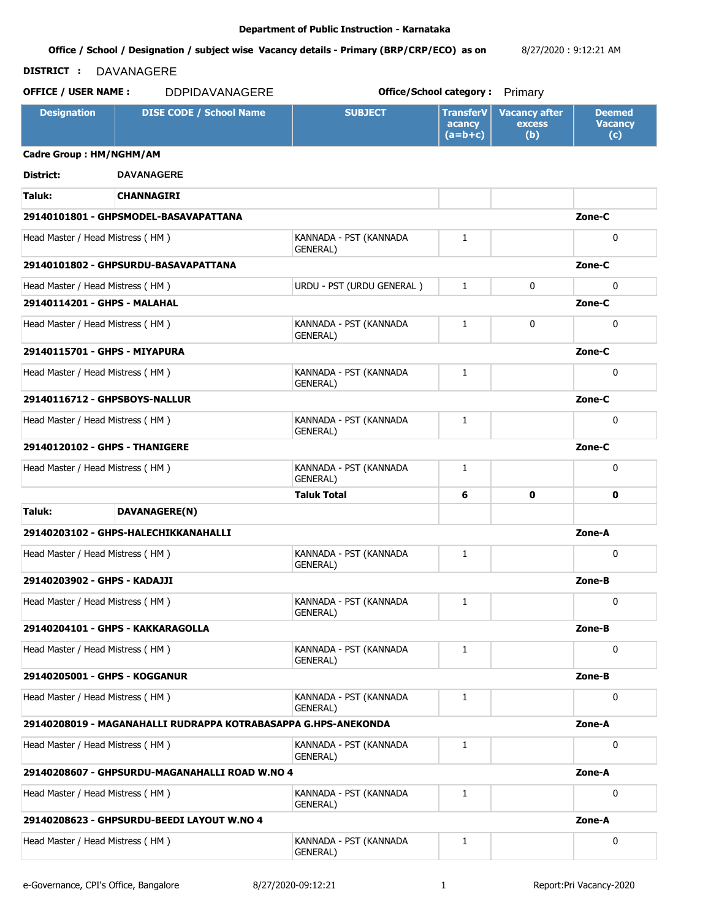**Department of Public Instruction - Karnataka**

**Office / School / Designation / subject wise Vacancy details - Primary (BRP/CRP/ECO) as on** 8/27/2020 : 9:12:21 AM

**DISTRICT :** DAVANAGERE

**OFFICE / USER NAME :** DDPIDAVANAGERE **Office/School category :** Primary

| Designation | DISE CODE / School Name | SUBJECT | TransferV acancy (a=b+c) | Vacancy after excess (b) | Deemed Vacancy (c) |
|---|---|---|---|---|---|
| **Cadre Group : HM/NGHM/AM** | | | | | |
| **District:** | **DAVANAGERE** | | | | |
| **Taluk:** | **CHANNAGIRI** | | | | |
| **29140101801 - GHPSMODEL-BASAVAPATTANA** | | | | | **Zone-C** |
| Head Master / Head Mistress ( HM ) | | KANNADA - PST (KANNADA GENERAL) | 1 | | 0 |
| **29140101802 - GHPSURDU-BASAVAPATTANA** | | | | | **Zone-C** |
| Head Master / Head Mistress ( HM ) | | URDU - PST (URDU GENERAL ) | 1 | 0 | 0 |
| **29140114201 - GHPS - MALAHAL** | | | | | **Zone-C** |
| Head Master / Head Mistress ( HM ) | | KANNADA - PST (KANNADA GENERAL) | 1 | 0 | 0 |
| **29140115701 - GHPS - MIYAPURA** | | | | | **Zone-C** |
| Head Master / Head Mistress ( HM ) | | KANNADA - PST (KANNADA GENERAL) | 1 | | 0 |
| **29140116712 - GHPSBOYS-NALLUR** | | | | | **Zone-C** |
| Head Master / Head Mistress ( HM ) | | KANNADA - PST (KANNADA GENERAL) | 1 | | 0 |
| **29140120102 - GHPS - THANIGERE** | | | | | **Zone-C** |
| Head Master / Head Mistress ( HM ) | | KANNADA - PST (KANNADA GENERAL) | 1 | | 0 |
| | | **Taluk Total** | **6** | **0** | **0** |
| **Taluk:** | **DAVANAGERE(N)** | | | | |
| **29140203102 - GHPS-HALECHIKKANAHALLI** | | | | | **Zone-A** |
| Head Master / Head Mistress ( HM ) | | KANNADA - PST (KANNADA GENERAL) | 1 | | 0 |
| **29140203902 - GHPS - KADAJJI** | | | | | **Zone-B** |
| Head Master / Head Mistress ( HM ) | | KANNADA - PST (KANNADA GENERAL) | 1 | | 0 |
| **29140204101 - GHPS - KAKKARAGOLLA** | | | | | **Zone-B** |
| Head Master / Head Mistress ( HM ) | | KANNADA - PST (KANNADA GENERAL) | 1 | | 0 |
| **29140205001 - GHPS - KOGGANUR** | | | | | **Zone-B** |
| Head Master / Head Mistress ( HM ) | | KANNADA - PST (KANNADA GENERAL) | 1 | | 0 |
| **29140208019 - MAGANAHALLI RUDRAPPA KOTRABASAPPA G.HPS-ANEKONDA** | | | | | **Zone-A** |
| Head Master / Head Mistress ( HM ) | | KANNADA - PST (KANNADA GENERAL) | 1 | | 0 |
| **29140208607 - GHPSURDU-MAGANAHALLI ROAD W.NO 4** | | | | | **Zone-A** |
| Head Master / Head Mistress ( HM ) | | KANNADA - PST (KANNADA GENERAL) | 1 | | 0 |
| **29140208623 - GHPSURDU-BEEDI LAYOUT W.NO 4** | | | | | **Zone-A** |
| Head Master / Head Mistress ( HM ) | | KANNADA - PST (KANNADA GENERAL) | 1 | | 0 |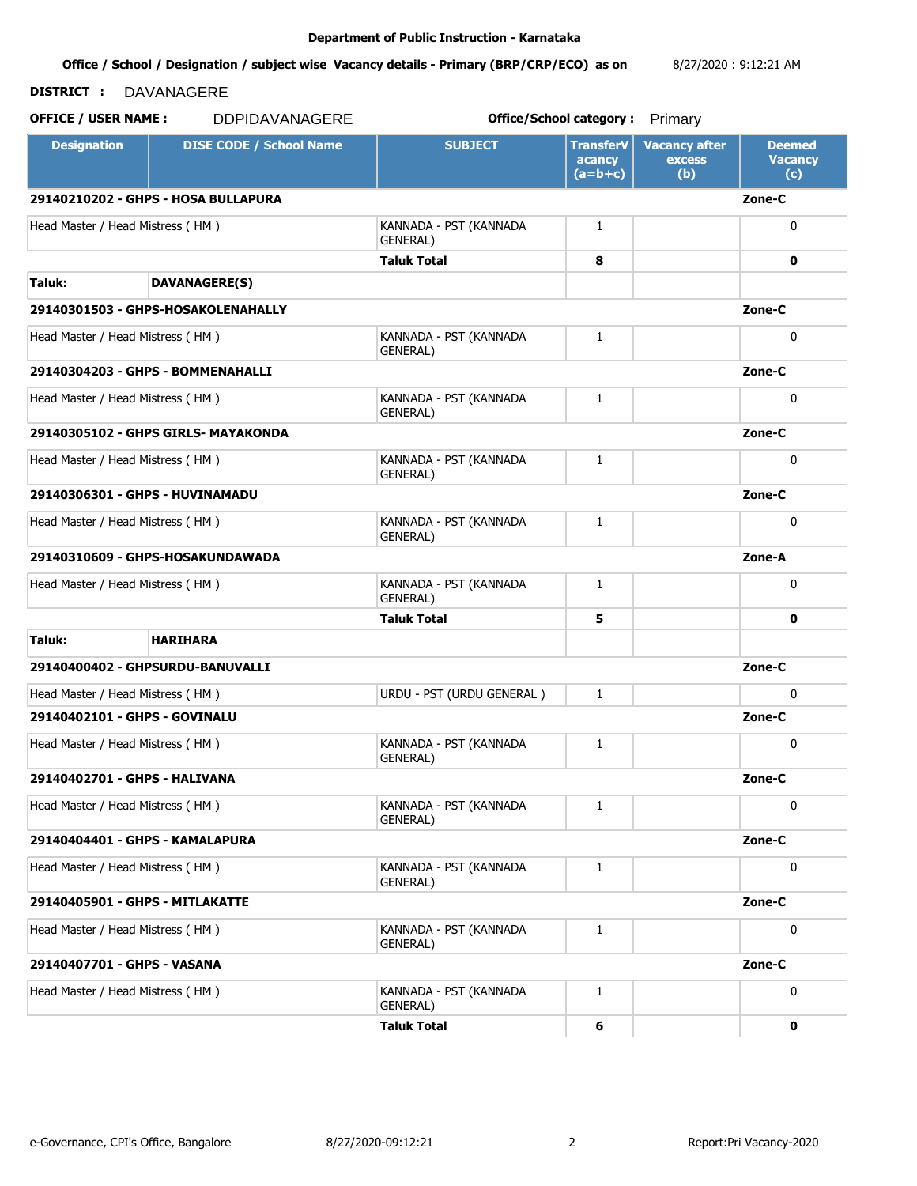**Department of Public Instruction - Karnataka**

**Office / School / Designation / subject wise Vacancy details - Primary (BRP/CRP/ECO) as on** 8/27/2020 : 9:12:21 AM

**DISTRICT :** DAVANAGERE

**OFFICE / USER NAME :** DDPIDAVANAGERE **Office/School category :** Primary

| Designation | DISE CODE / School Name | SUBJECT | TransferVacancy (a=b+c) | Vacancy after excess (b) | Deemed Vacancy (c) |
|---|---|---|---|---|---|
| **29140210202 - GHPS - HOSA BULLAPURA** | | | | | **Zone-C** |
| Head Master / Head Mistress ( HM ) | | KANNADA - PST (KANNADA GENERAL) | 1 | | 0 |
| | | **Taluk Total** | **8** | | **0** |
| **Taluk:** | **DAVANAGERE(S)** | | | | |
| **29140301503 - GHPS-HOSAKOLENAHALLY** | | | | | **Zone-C** |
| Head Master / Head Mistress ( HM ) | | KANNADA - PST (KANNADA GENERAL) | 1 | | 0 |
| **29140304203 - GHPS - BOMMENAHALLI** | | | | | **Zone-C** |
| Head Master / Head Mistress ( HM ) | | KANNADA - PST (KANNADA GENERAL) | 1 | | 0 |
| **29140305102 - GHPS GIRLS- MAYAKONDA** | | | | | **Zone-C** |
| Head Master / Head Mistress ( HM ) | | KANNADA - PST (KANNADA GENERAL) | 1 | | 0 |
| **29140306301 - GHPS - HUVINAMADU** | | | | | **Zone-C** |
| Head Master / Head Mistress ( HM ) | | KANNADA - PST (KANNADA GENERAL) | 1 | | 0 |
| **29140310609 - GHPS-HOSAKUNDAWADA** | | | | | **Zone-A** |
| Head Master / Head Mistress ( HM ) | | KANNADA - PST (KANNADA GENERAL) | 1 | | 0 |
| | | **Taluk Total** | **5** | | **0** |
| **Taluk:** | **HARIHARA** | | | | |
| **29140400402 - GHPSURDU-BANUVALLI** | | | | | **Zone-C** |
| Head Master / Head Mistress ( HM ) | | URDU - PST (URDU GENERAL ) | 1 | | 0 |
| **29140402101 - GHPS - GOVINALU** | | | | | **Zone-C** |
| Head Master / Head Mistress ( HM ) | | KANNADA - PST (KANNADA GENERAL) | 1 | | 0 |
| **29140402701 - GHPS - HALIVANA** | | | | | **Zone-C** |
| Head Master / Head Mistress ( HM ) | | KANNADA - PST (KANNADA GENERAL) | 1 | | 0 |
| **29140404401 - GHPS - KAMALAPURA** | | | | | **Zone-C** |
| Head Master / Head Mistress ( HM ) | | KANNADA - PST (KANNADA GENERAL) | 1 | | 0 |
| **29140405901 - GHPS - MITLAKATTE** | | | | | **Zone-C** |
| Head Master / Head Mistress ( HM ) | | KANNADA - PST (KANNADA GENERAL) | 1 | | 0 |
| **29140407701 - GHPS - VASANA** | | | | | **Zone-C** |
| Head Master / Head Mistress ( HM ) | | KANNADA - PST (KANNADA GENERAL) | 1 | | 0 |
| | | **Taluk Total** | **6** | | **0** |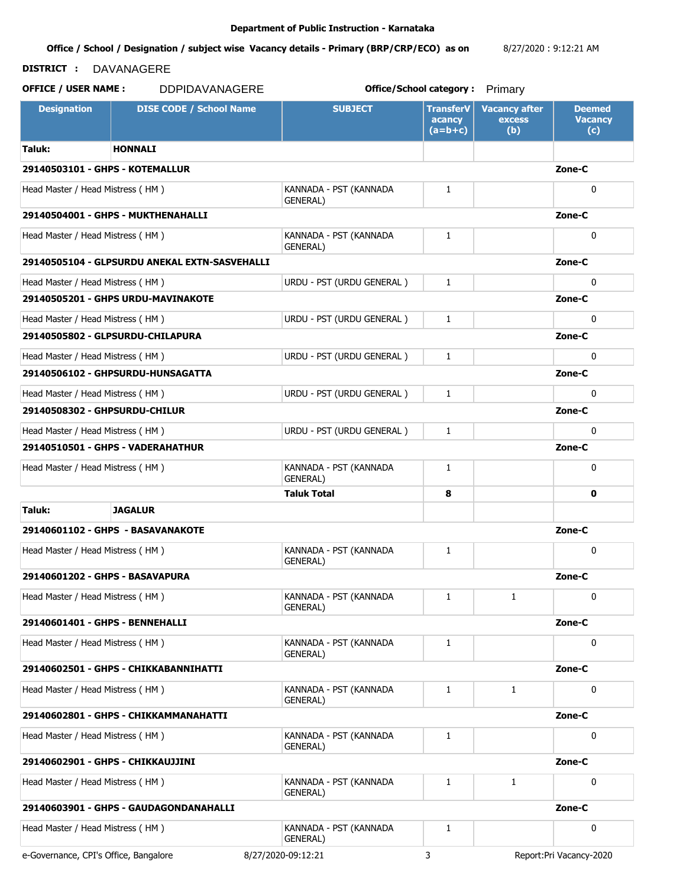**Department of Public Instruction - Karnataka**

**Office / School / Designation / subject wise Vacancy details - Primary (BRP/CRP/ECO) as on** 8/27/2020 : 9:12:21 AM

**DISTRICT :** DAVANAGERE

**OFFICE / USER NAME :** DDPIDAVANAGERE **Office/School category :** Primary

| Designation | DISE CODE / School Name | SUBJECT | TransferVacancy (a=b+c) | Vacancy after excess (b) | Deemed Vacancy (c) |
|---|---|---|---|---|---|
| **Taluk:** | **HONNALI** | | | | |
| **29140503101 - GHPS - KOTEMALLUR** | | | | | **Zone-C** |
| Head Master / Head Mistress ( HM ) | | KANNADA - PST (KANNADA GENERAL) | 1 | | 0 |
| **29140504001 - GHPS - MUKTHENAHALLI** | | | | | **Zone-C** |
| Head Master / Head Mistress ( HM ) | | KANNADA - PST (KANNADA GENERAL) | 1 | | 0 |
| **29140505104 - GLPSURDU ANEKAL EXTN-SASVEHALLI** | | | | | **Zone-C** |
| Head Master / Head Mistress ( HM ) | | URDU - PST (URDU GENERAL ) | 1 | | 0 |
| **29140505201 - GHPS URDU-MAVINAKOTE** | | | | | **Zone-C** |
| Head Master / Head Mistress ( HM ) | | URDU - PST (URDU GENERAL ) | 1 | | 0 |
| **29140505802 - GLPSURDU-CHILAPURA** | | | | | **Zone-C** |
| Head Master / Head Mistress ( HM ) | | URDU - PST (URDU GENERAL ) | 1 | | 0 |
| **29140506102 - GHPSURDU-HUNSAGATTA** | | | | | **Zone-C** |
| Head Master / Head Mistress ( HM ) | | URDU - PST (URDU GENERAL ) | 1 | | 0 |
| **29140508302 - GHPSURDU-CHILUR** | | | | | **Zone-C** |
| Head Master / Head Mistress ( HM ) | | URDU - PST (URDU GENERAL ) | 1 | | 0 |
| **29140510501 - GHPS - VADERAHATHUR** | | | | | **Zone-C** |
| Head Master / Head Mistress ( HM ) | | KANNADA - PST (KANNADA GENERAL) | 1 | | 0 |
| | | **Taluk Total** | **8** | | **0** |
| **Taluk:** | **JAGALUR** | | | | |
| **29140601102 - GHPS - BASAVANAKOTE** | | | | | **Zone-C** |
| Head Master / Head Mistress ( HM ) | | KANNADA - PST (KANNADA GENERAL) | 1 | | 0 |
| **29140601202 - GHPS - BASAVAPURA** | | | | | **Zone-C** |
| Head Master / Head Mistress ( HM ) | | KANNADA - PST (KANNADA GENERAL) | 1 | 1 | 0 |
| **29140601401 - GHPS - BENNEHALLI** | | | | | **Zone-C** |
| Head Master / Head Mistress ( HM ) | | KANNADA - PST (KANNADA GENERAL) | 1 | | 0 |
| **29140602501 - GHPS - CHIKKABANNIHATTI** | | | | | **Zone-C** |
| Head Master / Head Mistress ( HM ) | | KANNADA - PST (KANNADA GENERAL) | 1 | 1 | 0 |
| **29140602801 - GHPS - CHIKKAMMANAHATTI** | | | | | **Zone-C** |
| Head Master / Head Mistress ( HM ) | | KANNADA - PST (KANNADA GENERAL) | 1 | | 0 |
| **29140602901 - GHPS - CHIKKAUJJINI** | | | | | **Zone-C** |
| Head Master / Head Mistress ( HM ) | | KANNADA - PST (KANNADA GENERAL) | 1 | 1 | 0 |
| **29140603901 - GHPS - GAUDAGONDANAHALLI** | | | | | **Zone-C** |
| Head Master / Head Mistress ( HM ) | | KANNADA - PST (KANNADA GENERAL) | 1 | | 0 |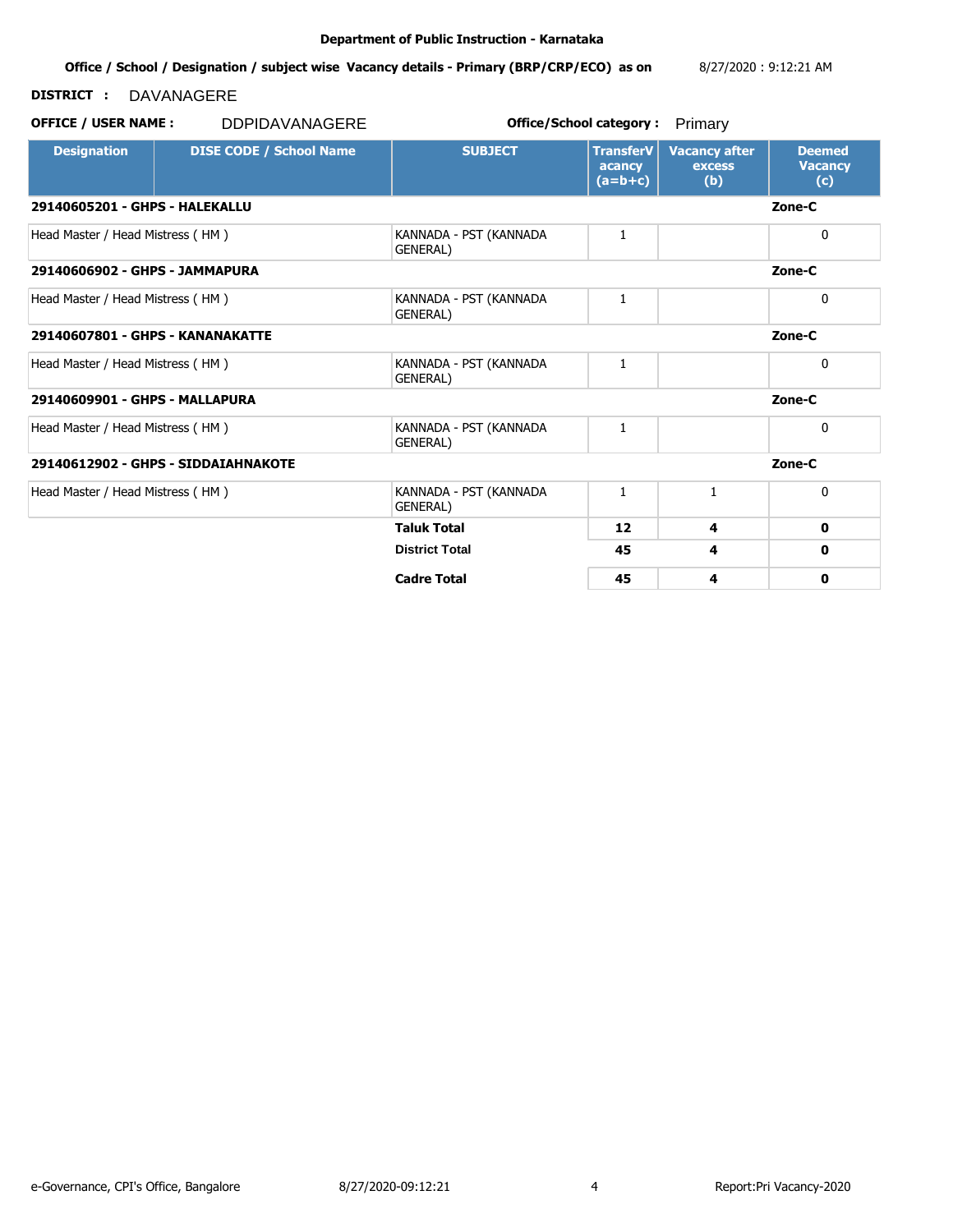**Department of Public Instruction - Karnataka**

**Office / School / Designation / subject wise Vacancy details - Primary (BRP/CRP/ECO) as on** 8/27/2020 : 9:12:21 AM

**DISTRICT :** DAVANAGERE

**OFFICE / USER NAME :** DDPIDAVANAGERE **Office/School category :** Primary

| Designation | DISE CODE / School Name | SUBJECT | TransferV acancy (a=b+c) | Vacancy after excess (b) | Deemed Vacancy (c) |
|---|---|---|---|---|---|
| **29140605201 - GHPS - HALEKALLU** | | | | | **Zone-C** |
| Head Master / Head Mistress ( HM ) | | KANNADA - PST (KANNADA GENERAL) | 1 | | 0 |
| **29140606902 - GHPS - JAMMAPURA** | | | | | **Zone-C** |
| Head Master / Head Mistress ( HM ) | | KANNADA - PST (KANNADA GENERAL) | 1 | | 0 |
| **29140607801 - GHPS - KANANAKATTE** | | | | | **Zone-C** |
| Head Master / Head Mistress ( HM ) | | KANNADA - PST (KANNADA GENERAL) | 1 | | 0 |
| **29140609901 - GHPS - MALLAPURA** | | | | | **Zone-C** |
| Head Master / Head Mistress ( HM ) | | KANNADA - PST (KANNADA GENERAL) | 1 | | 0 |
| **29140612902 - GHPS - SIDDAIAHNAKOTE** | | | | | **Zone-C** |
| Head Master / Head Mistress ( HM ) | | KANNADA - PST (KANNADA GENERAL) | 1 | 1 | 0 |
| | | **Taluk Total** | **12** | **4** | **0** |
| | | **District Total** | **45** | **4** | **0** |
| | | **Cadre Total** | **45** | **4** | **0** |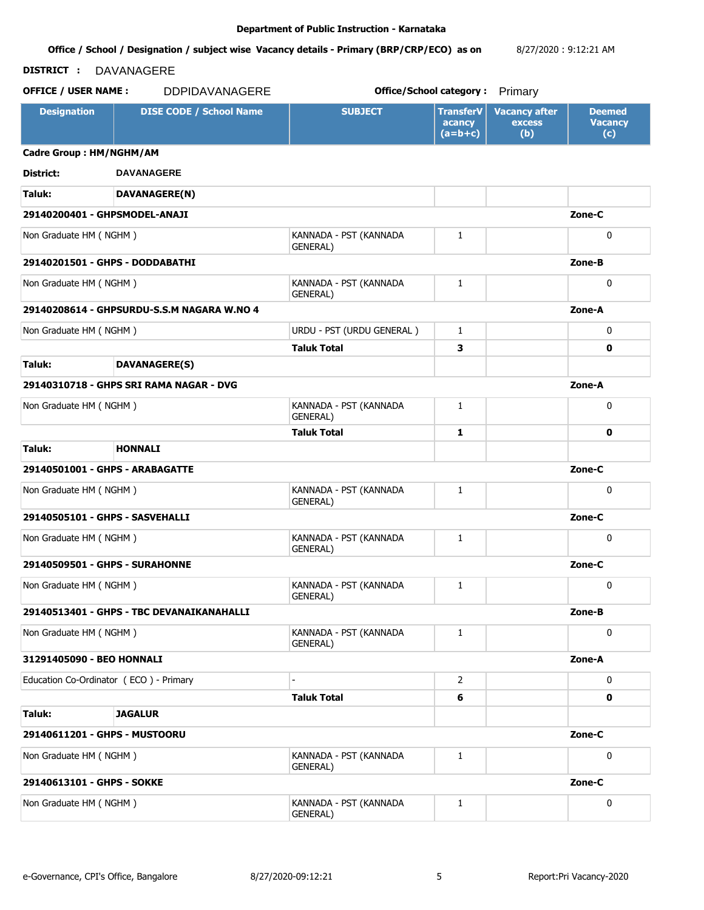**Department of Public Instruction - Karnataka**

**Office / School / Designation / subject wise Vacancy details - Primary (BRP/CRP/ECO) as on** 8/27/2020 : 9:12:21 AM

**DISTRICT :** DAVANAGERE

**OFFICE / USER NAME :** DDPIDAVANAGERE **Office/School category :** Primary

| Designation | DISE CODE / School Name | SUBJECT | TransferVacancy (a=b+c) | Vacancy after excess (b) | Deemed Vacancy (c) |
|---|---|---|---|---|---|
| **Cadre Group : HM/NGHM/AM** | | | | | |
| **District:** | **DAVANAGERE** | | | | |
| **Taluk:** | **DAVANAGERE(N)** | | | | |
| **29140200401 - GHPSMODEL-ANAJI** | | | | | **Zone-C** |
| Non Graduate HM ( NGHM ) | | KANNADA - PST (KANNADA GENERAL) | 1 | | 0 |
| **29140201501 - GHPS - DODDABATHI** | | | | | **Zone-B** |
| Non Graduate HM ( NGHM ) | | KANNADA - PST (KANNADA GENERAL) | 1 | | 0 |
| **29140208614 - GHPSURDU-S.S.M NAGARA W.NO 4** | | | | | **Zone-A** |
| Non Graduate HM ( NGHM ) | | URDU - PST (URDU GENERAL ) | 1 | | 0 |
| | | **Taluk Total** | **3** | | **0** |
| **Taluk:** | **DAVANAGERE(S)** | | | | |
| **29140310718 - GHPS SRI RAMA NAGAR - DVG** | | | | | **Zone-A** |
| Non Graduate HM ( NGHM ) | | KANNADA - PST (KANNADA GENERAL) | 1 | | 0 |
| | | **Taluk Total** | **1** | | **0** |
| **Taluk:** | **HONNALI** | | | | |
| **29140501001 - GHPS - ARABAGATTE** | | | | | **Zone-C** |
| Non Graduate HM ( NGHM ) | | KANNADA - PST (KANNADA GENERAL) | 1 | | 0 |
| **29140505101 - GHPS - SASVEHALLI** | | | | | **Zone-C** |
| Non Graduate HM ( NGHM ) | | KANNADA - PST (KANNADA GENERAL) | 1 | | 0 |
| **29140509501 - GHPS - SURAHONNE** | | | | | **Zone-C** |
| Non Graduate HM ( NGHM ) | | KANNADA - PST (KANNADA GENERAL) | 1 | | 0 |
| **29140513401 - GHPS - TBC DEVANAIKANAHALLI** | | | | | **Zone-B** |
| Non Graduate HM ( NGHM ) | | KANNADA - PST (KANNADA GENERAL) | 1 | | 0 |
| **31291405090 - BEO HONNALI** | | | | | **Zone-A** |
| Education Co-Ordinator ( ECO ) - Primary | | - | 2 | | 0 |
| | | **Taluk Total** | **6** | | **0** |
| **Taluk:** | **JAGALUR** | | | | |
| **29140611201 - GHPS - MUSTOORU** | | | | | **Zone-C** |
| Non Graduate HM ( NGHM ) | | KANNADA - PST (KANNADA GENERAL) | 1 | | 0 |
| **29140613101 - GHPS - SOKKE** | | | | | **Zone-C** |
| Non Graduate HM ( NGHM ) | | KANNADA - PST (KANNADA GENERAL) | 1 | | 0 |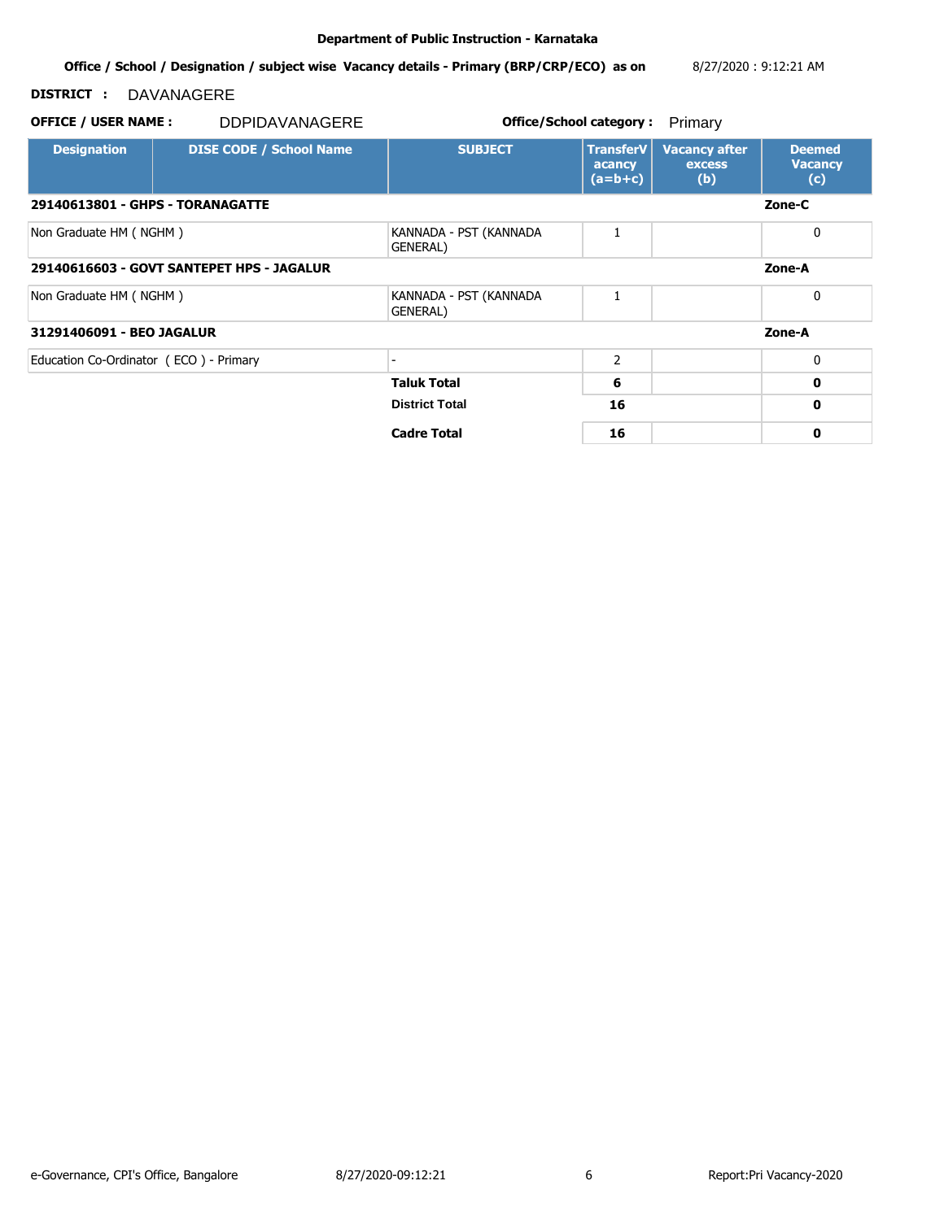**Department of Public Instruction - Karnataka**

**Office / School / Designation / subject wise Vacancy details - Primary (BRP/CRP/ECO) as on** 8/27/2020 : 9:12:21 AM

**DISTRICT :** DAVANAGERE

**OFFICE / USER NAME :** DDPIDAVANAGERE **Office/School category :** Primary

| Designation | DISE CODE / School Name | SUBJECT | TransferVacancy (a=b+c) | Vacancy after excess (b) | Deemed Vacancy (c) |
|---|---|---|---|---|---|
| **29140613801 - GHPS - TORANAGATTE** | | | | | **Zone-C** |
| Non Graduate HM ( NGHM ) | | KANNADA - PST (KANNADA GENERAL) | 1 | | 0 |
| **29140616603 - GOVT SANTEPET HPS - JAGALUR** | | | | | **Zone-A** |
| Non Graduate HM ( NGHM ) | | KANNADA - PST (KANNADA GENERAL) | 1 | | 0 |
| **31291406091 - BEO JAGALUR** | | | | | **Zone-A** |
| Education Co-Ordinator ( ECO ) - Primary | | - | 2 | | 0 |
| | | **Taluk Total** | **6** | | **0** |
| | | **District Total** | **16** | | **0** |
| | | **Cadre Total** | **16** | | **0** |

e-Governance, CPI's Office, Bangalore 8/27/2020-09:12:21 Report:Pri Vacancy-2020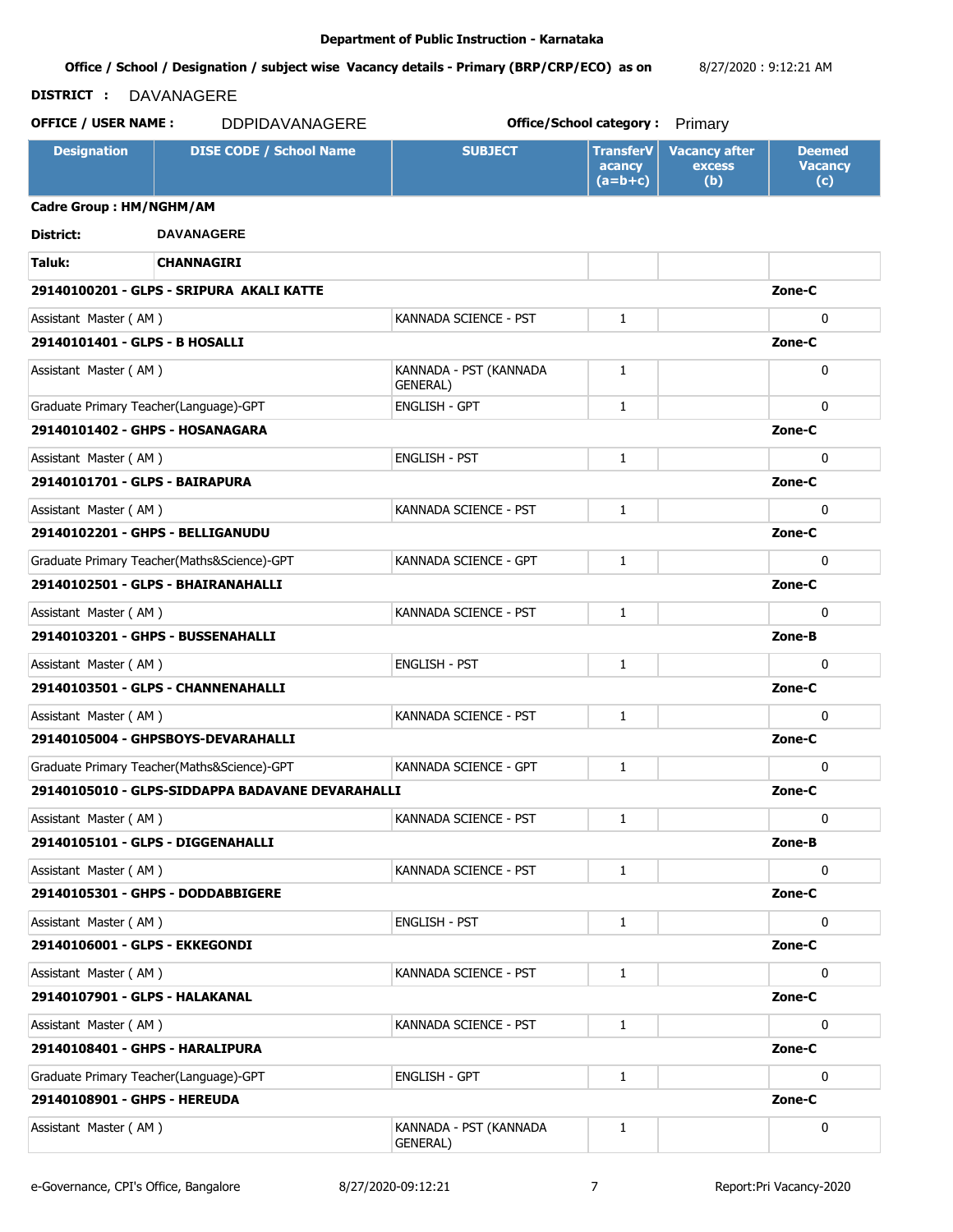Department of Public Instruction - Karnataka

**Office / School / Designation / subject wise Vacancy details - Primary (BRP/CRP/ECO) as on** 8/27/2020 : 9:12:21 AM

**DISTRICT :** DAVANAGERE

**OFFICE / USER NAME :** DDPIDAVANAGERE **Office/School category :** Primary

| Designation | DISE CODE / School Name | SUBJECT | TransferV acancy (a=b+c) | Vacancy after excess (b) | Deemed Vacancy (c) |
|---|---|---|---|---|---|
| **Cadre Group : HM/NGHM/AM** | | | | | |
| **District:** | **DAVANAGERE** | | | | |
| **Taluk:** | **CHANNAGIRI** | | | | |
| **29140100201 - GLPS - SRIPURA AKALI KATTE** | | | | | **Zone-C** |
| Assistant Master ( AM ) | | KANNADA SCIENCE - PST | 1 | | 0 |
| **29140101401 - GLPS - B HOSALLI** | | | | | **Zone-C** |
| Assistant Master ( AM ) | | KANNADA - PST (KANNADA GENERAL) | 1 | | 0 |
| Graduate Primary Teacher(Language)-GPT | | ENGLISH - GPT | 1 | | 0 |
| **29140101402 - GHPS - HOSANAGARA** | | | | | **Zone-C** |
| Assistant Master ( AM ) | | ENGLISH - PST | 1 | | 0 |
| **29140101701 - GLPS - BAIRAPURA** | | | | | **Zone-C** |
| Assistant Master ( AM ) | | KANNADA SCIENCE - PST | 1 | | 0 |
| **29140102201 - GHPS - BELLIGANUDU** | | | | | **Zone-C** |
| Graduate Primary Teacher(Maths&Science)-GPT | | KANNADA SCIENCE - GPT | 1 | | 0 |
| **29140102501 - GLPS - BHAIRANAHALLI** | | | | | **Zone-C** |
| Assistant Master ( AM ) | | KANNADA SCIENCE - PST | 1 | | 0 |
| **29140103201 - GHPS - BUSSENAHALLI** | | | | | **Zone-B** |
| Assistant Master ( AM ) | | ENGLISH - PST | 1 | | 0 |
| **29140103501 - GLPS - CHANNENAHALLI** | | | | | **Zone-C** |
| Assistant Master ( AM ) | | KANNADA SCIENCE - PST | 1 | | 0 |
| **29140105004 - GHPSBOYS-DEVARAHALLI** | | | | | **Zone-C** |
| Graduate Primary Teacher(Maths&Science)-GPT | | KANNADA SCIENCE - GPT | 1 | | 0 |
| **29140105010 - GLPS-SIDDAPPA BADAVANE DEVARAHALLI** | | | | | **Zone-C** |
| Assistant Master ( AM ) | | KANNADA SCIENCE - PST | 1 | | 0 |
| **29140105101 - GLPS - DIGGENAHALLI** | | | | | **Zone-B** |
| Assistant Master ( AM ) | | KANNADA SCIENCE - PST | 1 | | 0 |
| **29140105301 - GHPS - DODDABBIGERE** | | | | | **Zone-C** |
| Assistant Master ( AM ) | | ENGLISH - PST | 1 | | 0 |
| **29140106001 - GLPS - EKKEGONDI** | | | | | **Zone-C** |
| Assistant Master ( AM ) | | KANNADA SCIENCE - PST | 1 | | 0 |
| **29140107901 - GLPS - HALAKANAL** | | | | | **Zone-C** |
| Assistant Master ( AM ) | | KANNADA SCIENCE - PST | 1 | | 0 |
| **29140108401 - GHPS - HARALIPURA** | | | | | **Zone-C** |
| Graduate Primary Teacher(Language)-GPT | | ENGLISH - GPT | 1 | | 0 |
| **29140108901 - GHPS - HEREUDA** | | | | | **Zone-C** |
| Assistant Master ( AM ) | | KANNADA - PST (KANNADA GENERAL) | 1 | | 0 |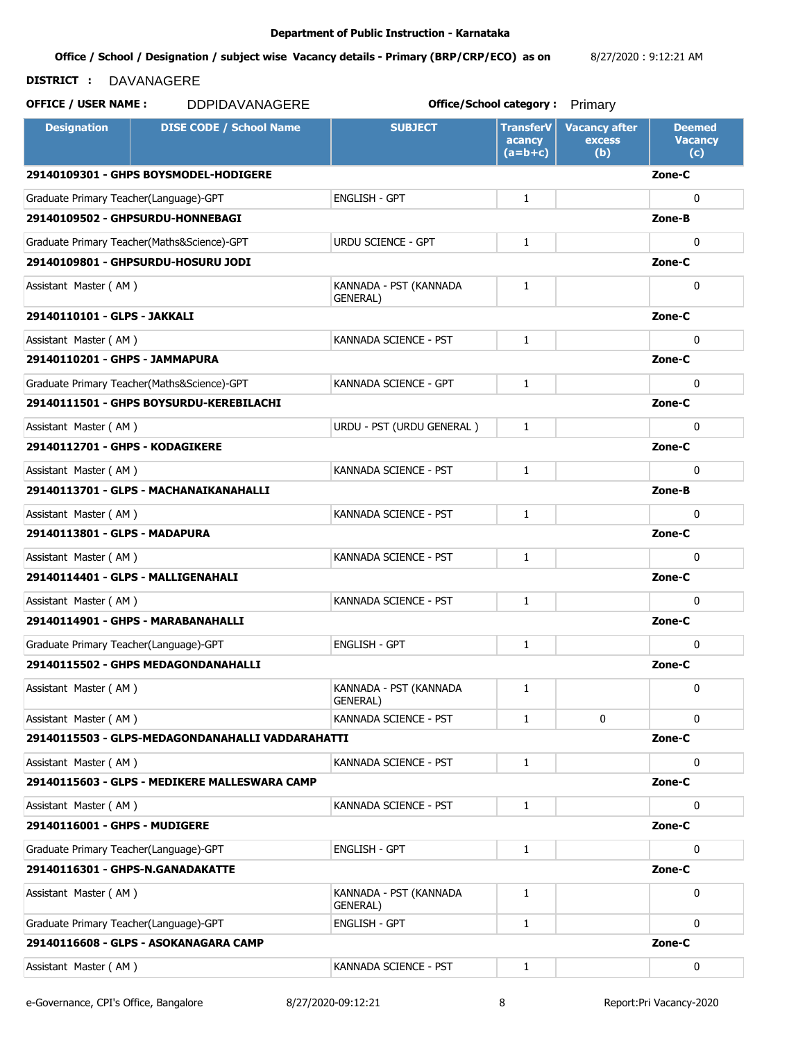**Department of Public Instruction - Karnataka**

**Office / School / Designation / subject wise Vacancy details - Primary (BRP/CRP/ECO) as on** 8/27/2020 : 9:12:21 AM

**DISTRICT :** DAVANAGERE

**OFFICE / USER NAME :** DDPIDAVANAGERE **Office/School category :** Primary

| Designation | DISE CODE / School Name | SUBJECT | TransferVacancy (a=b+c) | Vacancy after excess (b) | Deemed Vacancy (c) |
|---|---|---|---|---|---|
| **29140109301 - GHPS BOYSMODEL-HODIGERE** | | | | | **Zone-C** |
| Graduate Primary Teacher(Language)-GPT | | ENGLISH - GPT | 1 | | 0 |
| **29140109502 - GHPSURDU-HONNEBAGI** | | | | | **Zone-B** |
| Graduate Primary Teacher(Maths&Science)-GPT | | URDU SCIENCE - GPT | 1 | | 0 |
| **29140109801 - GHPSURDU-HOSURU JODI** | | | | | **Zone-C** |
| Assistant Master ( AM ) | | KANNADA - PST (KANNADA GENERAL) | 1 | | 0 |
| **29140110101 - GLPS - JAKKALI** | | | | | **Zone-C** |
| Assistant Master ( AM ) | | KANNADA SCIENCE - PST | 1 | | 0 |
| **29140110201 - GHPS - JAMMAPURA** | | | | | **Zone-C** |
| Graduate Primary Teacher(Maths&Science)-GPT | | KANNADA SCIENCE - GPT | 1 | | 0 |
| **29140111501 - GHPS BOYSURDU-KEREBILACHI** | | | | | **Zone-C** |
| Assistant Master ( AM ) | | URDU - PST (URDU GENERAL ) | 1 | | 0 |
| **29140112701 - GHPS - KODAGIKERE** | | | | | **Zone-C** |
| Assistant Master ( AM ) | | KANNADA SCIENCE - PST | 1 | | 0 |
| **29140113701 - GLPS - MACHANAIKANAHALLI** | | | | | **Zone-B** |
| Assistant Master ( AM ) | | KANNADA SCIENCE - PST | 1 | | 0 |
| **29140113801 - GLPS - MADAPURA** | | | | | **Zone-C** |
| Assistant Master ( AM ) | | KANNADA SCIENCE - PST | 1 | | 0 |
| **29140114401 - GLPS - MALLIGENAHALI** | | | | | **Zone-C** |
| Assistant Master ( AM ) | | KANNADA SCIENCE - PST | 1 | | 0 |
| **29140114901 - GHPS - MARABANAHALLI** | | | | | **Zone-C** |
| Graduate Primary Teacher(Language)-GPT | | ENGLISH - GPT | 1 | | 0 |
| **29140115502 - GHPS MEDAGONDANAHALLI** | | | | | **Zone-C** |
| Assistant Master ( AM ) | | KANNADA - PST (KANNADA GENERAL) | 1 | | 0 |
| Assistant Master ( AM ) | | KANNADA SCIENCE - PST | 1 | 0 | 0 |
| **29140115503 - GLPS-MEDAGONDANAHALLI VADDARAHATTI** | | | | | **Zone-C** |
| Assistant Master ( AM ) | | KANNADA SCIENCE - PST | 1 | | 0 |
| **29140115603 - GLPS - MEDIKERE MALLESWARA CAMP** | | | | | **Zone-C** |
| Assistant Master ( AM ) | | KANNADA SCIENCE - PST | 1 | | 0 |
| **29140116001 - GHPS - MUDIGERE** | | | | | **Zone-C** |
| Graduate Primary Teacher(Language)-GPT | | ENGLISH - GPT | 1 | | 0 |
| **29140116301 - GHPS-N.GANADAKATTE** | | | | | **Zone-C** |
| Assistant Master ( AM ) | | KANNADA - PST (KANNADA GENERAL) | 1 | | 0 |
| Graduate Primary Teacher(Language)-GPT | | ENGLISH - GPT | 1 | | 0 |
| **29140116608 - GLPS - ASOKANAGARA CAMP** | | | | | **Zone-C** |
| Assistant Master ( AM ) | | KANNADA SCIENCE - PST | 1 | | 0 |

e-Governance, CPI's Office, Bangalore 8/27/2020-09:12:21 Report:Pri Vacancy-2020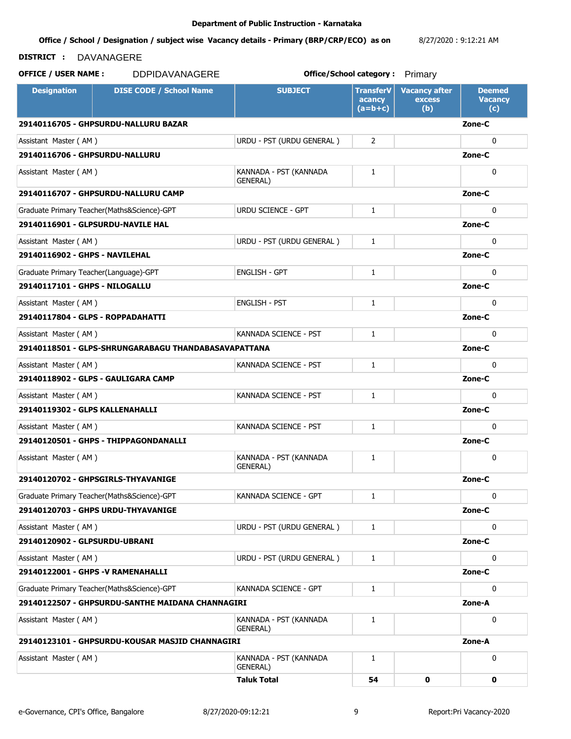**Department of Public Instruction - Karnataka**

**Office / School / Designation / subject wise Vacancy details - Primary (BRP/CRP/ECO) as on** 8/27/2020 : 9:12:21 AM

**DISTRICT :** DAVANAGERE

**OFFICE / USER NAME :** DDPIDAVANAGERE **Office/School category :** Primary

| Designation | DISE CODE / School Name | SUBJECT | TransferVacancy (a=b+c) | Vacancy after excess (b) | Deemed Vacancy (c) |
|---|---|---|---|---|---|
| **29140116705 - GHPSURDU-NALLURU BAZAR** | | | | | **Zone-C** |
| Assistant Master ( AM ) | | URDU - PST (URDU GENERAL ) | 2 | | 0 |
| **29140116706 - GHPSURDU-NALLURU** | | | | | **Zone-C** |
| Assistant Master ( AM ) | | KANNADA - PST (KANNADA GENERAL) | 1 | | 0 |
| **29140116707 - GHPSURDU-NALLURU CAMP** | | | | | **Zone-C** |
| Graduate Primary Teacher(Maths&Science)-GPT | | URDU SCIENCE - GPT | 1 | | 0 |
| **29140116901 - GLPSURDU-NAVILE HAL** | | | | | **Zone-C** |
| Assistant Master ( AM ) | | URDU - PST (URDU GENERAL ) | 1 | | 0 |
| **29140116902 - GHPS - NAVILEHAL** | | | | | **Zone-C** |
| Graduate Primary Teacher(Language)-GPT | | ENGLISH - GPT | 1 | | 0 |
| **29140117101 - GHPS - NILOGALLU** | | | | | **Zone-C** |
| Assistant Master ( AM ) | | ENGLISH - PST | 1 | | 0 |
| **29140117804 - GLPS - ROPPADAHATTI** | | | | | **Zone-C** |
| Assistant Master ( AM ) | | KANNADA SCIENCE - PST | 1 | | 0 |
| **29140118501 - GLPS-SHRUNGARABAGU THANDABASAVAPATTANA** | | | | | **Zone-C** |
| Assistant Master ( AM ) | | KANNADA SCIENCE - PST | 1 | | 0 |
| **29140118902 - GLPS - GAULIGARA CAMP** | | | | | **Zone-C** |
| Assistant Master ( AM ) | | KANNADA SCIENCE - PST | 1 | | 0 |
| **29140119302 - GLPS KALLENAHALLI** | | | | | **Zone-C** |
| Assistant Master ( AM ) | | KANNADA SCIENCE - PST | 1 | | 0 |
| **29140120501 - GHPS - THIPPAGONDANALLI** | | | | | **Zone-C** |
| Assistant Master ( AM ) | | KANNADA - PST (KANNADA GENERAL) | 1 | | 0 |
| **29140120702 - GHPSGIRLS-THYAVANIGE** | | | | | **Zone-C** |
| Graduate Primary Teacher(Maths&Science)-GPT | | KANNADA SCIENCE - GPT | 1 | | 0 |
| **29140120703 - GHPS URDU-THYAVANIGE** | | | | | **Zone-C** |
| Assistant Master ( AM ) | | URDU - PST (URDU GENERAL ) | 1 | | 0 |
| **29140120902 - GLPSURDU-UBRANI** | | | | | **Zone-C** |
| Assistant Master ( AM ) | | URDU - PST (URDU GENERAL ) | 1 | | 0 |
| **29140122001 - GHPS -V RAMENAHALLI** | | | | | **Zone-C** |
| Graduate Primary Teacher(Maths&Science)-GPT | | KANNADA SCIENCE - GPT | 1 | | 0 |
| **29140122507 - GHPSURDU-SANTHE MAIDANA CHANNAGIRI** | | | | | **Zone-A** |
| Assistant Master ( AM ) | | KANNADA - PST (KANNADA GENERAL) | 1 | | 0 |
| **29140123101 - GHPSURDU-KOUSAR MASJID CHANNAGIRI** | | | | | **Zone-A** |
| Assistant Master ( AM ) | | KANNADA - PST (KANNADA GENERAL) | 1 | | 0 |
| | | **Taluk Total** | **54** | **0** | **0** |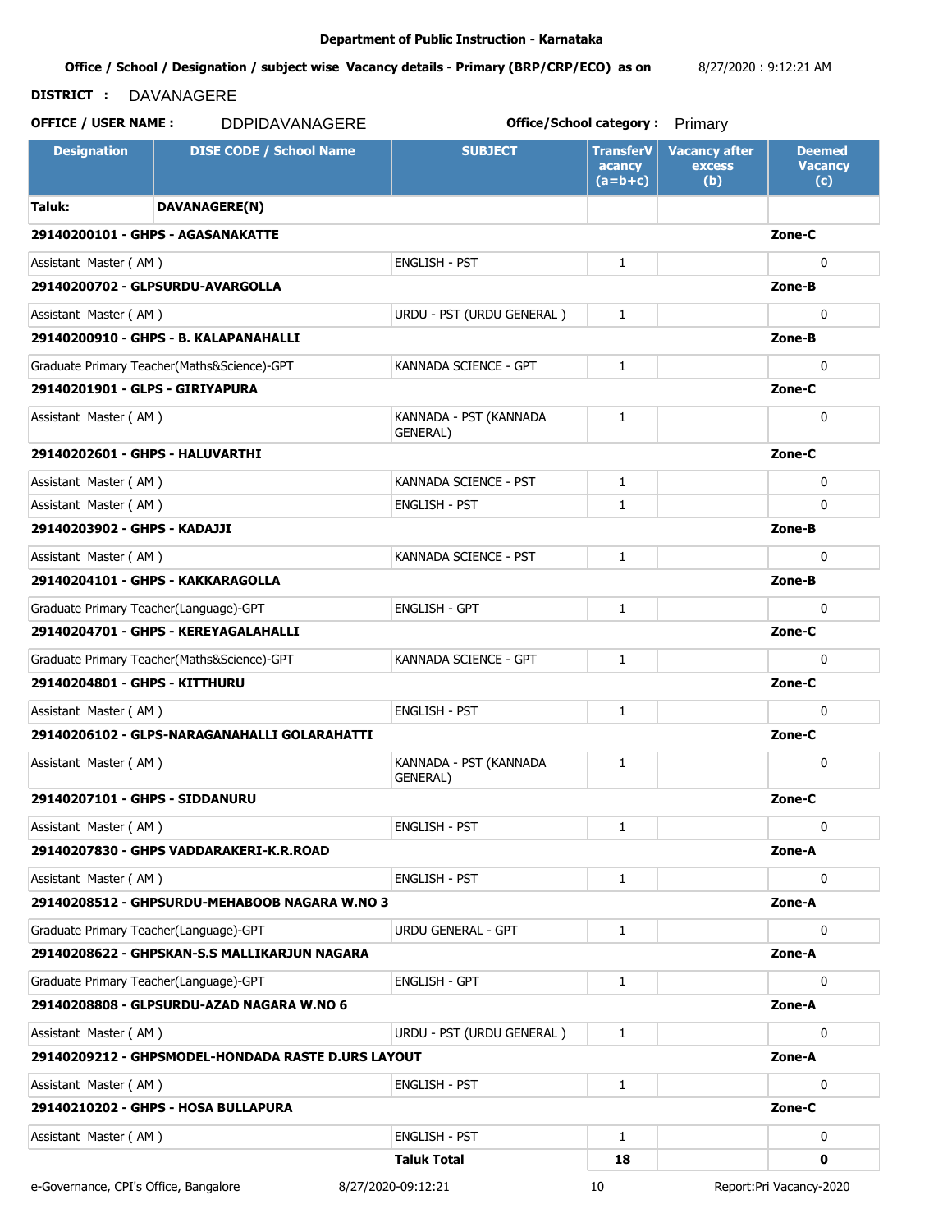**Department of Public Instruction - Karnataka**

**Office / School / Designation / subject wise Vacancy details - Primary (BRP/CRP/ECO) as on** 8/27/2020 : 9:12:21 AM

**DISTRICT :** DAVANAGERE

**OFFICE / USER NAME :** DDPIDAVANAGERE **Office/School category :** Primary

| Designation | DISE CODE / School Name | SUBJECT | TransferVacancy (a=b+c) | Vacancy after excess (b) | Deemed Vacancy (c) |
|---|---|---|---|---|---|
| **Taluk:** | **DAVANAGERE(N)** | | | | |
| **29140200101 - GHPS - AGASANAKATTE** | | | | | **Zone-C** |
| Assistant Master ( AM ) | | ENGLISH - PST | 1 | | 0 |
| **29140200702 - GLPSURDU-AVARGOLLA** | | | | | **Zone-B** |
| Assistant Master ( AM ) | | URDU - PST (URDU GENERAL ) | 1 | | 0 |
| **29140200910 - GHPS - B. KALAPANAHALLI** | | | | | **Zone-B** |
| Graduate Primary Teacher(Maths&Science)-GPT | | KANNADA SCIENCE - GPT | 1 | | 0 |
| **29140201901 - GLPS - GIRIYAPURA** | | | | | **Zone-C** |
| Assistant Master ( AM ) | | KANNADA - PST (KANNADA GENERAL) | 1 | | 0 |
| **29140202601 - GHPS - HALUVARTHI** | | | | | **Zone-C** |
| Assistant Master ( AM ) | | KANNADA SCIENCE - PST | 1 | | 0 |
| Assistant Master ( AM ) | | ENGLISH - PST | 1 | | 0 |
| **29140203902 - GHPS - KADAJJI** | | | | | **Zone-B** |
| Assistant Master ( AM ) | | KANNADA SCIENCE - PST | 1 | | 0 |
| **29140204101 - GHPS - KAKKARAGOLLA** | | | | | **Zone-B** |
| Graduate Primary Teacher(Language)-GPT | | ENGLISH - GPT | 1 | | 0 |
| **29140204701 - GHPS - KEREYAGALAHALLI** | | | | | **Zone-C** |
| Graduate Primary Teacher(Maths&Science)-GPT | | KANNADA SCIENCE - GPT | 1 | | 0 |
| **29140204801 - GHPS - KITTHURU** | | | | | **Zone-C** |
| Assistant Master ( AM ) | | ENGLISH - PST | 1 | | 0 |
| **29140206102 - GLPS-NARAGANAHALLI GOLARAHATTI** | | | | | **Zone-C** |
| Assistant Master ( AM ) | | KANNADA - PST (KANNADA GENERAL) | 1 | | 0 |
| **29140207101 - GHPS - SIDDANURU** | | | | | **Zone-C** |
| Assistant Master ( AM ) | | ENGLISH - PST | 1 | | 0 |
| **29140207830 - GHPS VADDARAKERI-K.R.ROAD** | | | | | **Zone-A** |
| Assistant Master ( AM ) | | ENGLISH - PST | 1 | | 0 |
| **29140208512 - GHPSURDU-MEHABOOB NAGARA W.NO 3** | | | | | **Zone-A** |
| Graduate Primary Teacher(Language)-GPT | | URDU GENERAL - GPT | 1 | | 0 |
| **29140208622 - GHPSKAN-S.S MALLIKARJUN NAGARA** | | | | | **Zone-A** |
| Graduate Primary Teacher(Language)-GPT | | ENGLISH - GPT | 1 | | 0 |
| **29140208808 - GLPSURDU-AZAD NAGARA W.NO 6** | | | | | **Zone-A** |
| Assistant Master ( AM ) | | URDU - PST (URDU GENERAL ) | 1 | | 0 |
| **29140209212 - GHPSMODEL-HONDADA RASTE D.URS LAYOUT** | | | | | **Zone-A** |
| Assistant Master ( AM ) | | ENGLISH - PST | 1 | | 0 |
| **29140210202 - GHPS - HOSA BULLAPURA** | | | | | **Zone-C** |
| Assistant Master ( AM ) | | ENGLISH - PST | 1 | | 0 |
| | | **Taluk Total** | **18** | | **0** |

e-Governance, CPI's Office, Bangalore 8/27/2020-09:12:21 Report:Pri Vacancy-2020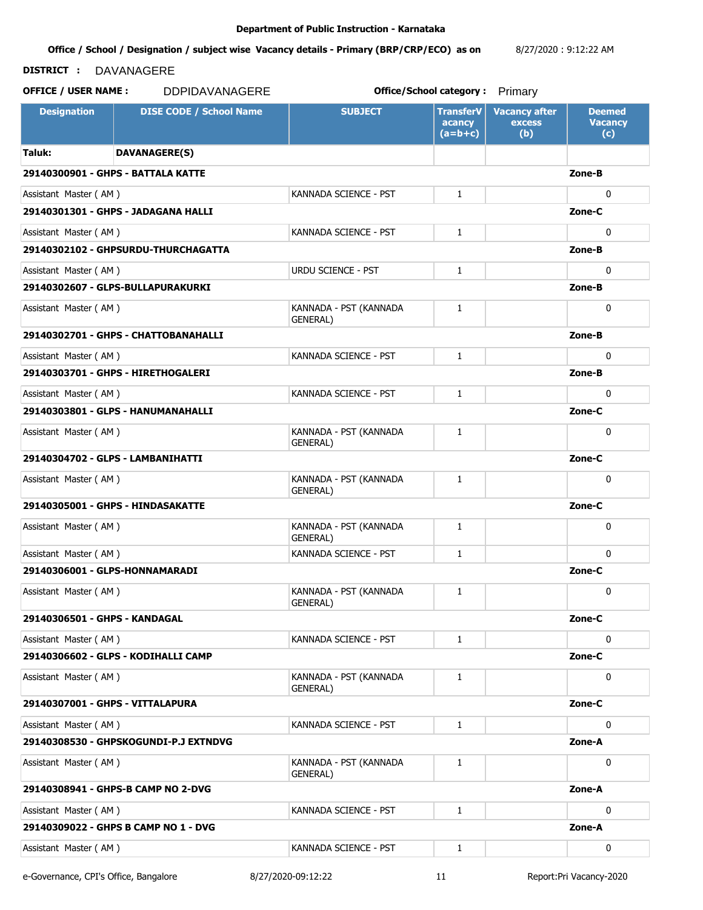**Department of Public Instruction - Karnataka**

**Office / School / Designation / subject wise Vacancy details - Primary (BRP/CRP/ECO) as on** 8/27/2020 : 9:12:22 AM

**DISTRICT :** DAVANAGERE

**OFFICE / USER NAME :** DDPIDAVANAGERE **Office/School category :** Primary

| Designation | DISE CODE / School Name | SUBJECT | TransferVacancy (a=b+c) | Vacancy after excess (b) | Deemed Vacancy (c) |
|---|---|---|---|---|---|
| **Taluk:** | **DAVANAGERE(S)** | | | | |
| **29140300901 - GHPS - BATTALA KATTE** | | | | | **Zone-B** |
| Assistant Master ( AM ) | | KANNADA SCIENCE - PST | 1 | | 0 |
| **29140301301 - GHPS - JADAGANA HALLI** | | | | | **Zone-C** |
| Assistant Master ( AM ) | | KANNADA SCIENCE - PST | 1 | | 0 |
| **29140302102 - GHPSURDU-THURCHAGATTA** | | | | | **Zone-B** |
| Assistant Master ( AM ) | | URDU SCIENCE - PST | 1 | | 0 |
| **29140302607 - GLPS-BULLAPURAKURKI** | | | | | **Zone-B** |
| Assistant Master ( AM ) | | KANNADA - PST (KANNADA GENERAL) | 1 | | 0 |
| **29140302701 - GHPS - CHATTOBANAHALLI** | | | | | **Zone-B** |
| Assistant Master ( AM ) | | KANNADA SCIENCE - PST | 1 | | 0 |
| **29140303701 - GHPS - HIRETHOGALERI** | | | | | **Zone-B** |
| Assistant Master ( AM ) | | KANNADA SCIENCE - PST | 1 | | 0 |
| **29140303801 - GLPS - HANUMANAHALLI** | | | | | **Zone-C** |
| Assistant Master ( AM ) | | KANNADA - PST (KANNADA GENERAL) | 1 | | 0 |
| **29140304702 - GLPS - LAMBANIHATTI** | | | | | **Zone-C** |
| Assistant Master ( AM ) | | KANNADA - PST (KANNADA GENERAL) | 1 | | 0 |
| **29140305001 - GHPS - HINDASAKATTE** | | | | | **Zone-C** |
| Assistant Master ( AM ) | | KANNADA - PST (KANNADA GENERAL) | 1 | | 0 |
| Assistant Master ( AM ) | | KANNADA SCIENCE - PST | 1 | | 0 |
| **29140306001 - GLPS-HONNAMARADI** | | | | | **Zone-C** |
| Assistant Master ( AM ) | | KANNADA - PST (KANNADA GENERAL) | 1 | | 0 |
| **29140306501 - GHPS - KANDAGAL** | | | | | **Zone-C** |
| Assistant Master ( AM ) | | KANNADA SCIENCE - PST | 1 | | 0 |
| **29140306602 - GLPS - KODIHALLI CAMP** | | | | | **Zone-C** |
| Assistant Master ( AM ) | | KANNADA - PST (KANNADA GENERAL) | 1 | | 0 |
| **29140307001 - GHPS - VITTALAPURA** | | | | | **Zone-C** |
| Assistant Master ( AM ) | | KANNADA SCIENCE - PST | 1 | | 0 |
| **29140308530 - GHPSKOGUNDI-P.J EXTNDVG** | | | | | **Zone-A** |
| Assistant Master ( AM ) | | KANNADA - PST (KANNADA GENERAL) | 1 | | 0 |
| **29140308941 - GHPS-B CAMP NO 2-DVG** | | | | | **Zone-A** |
| Assistant Master ( AM ) | | KANNADA SCIENCE - PST | 1 | | 0 |
| **29140309022 - GHPS B CAMP NO 1 - DVG** | | | | | **Zone-A** |
| Assistant Master ( AM ) | | KANNADA SCIENCE - PST | 1 | | 0 |

e-Governance, CPI's Office, Bangalore 8/27/2020-09:12:22 Report:Pri Vacancy-2020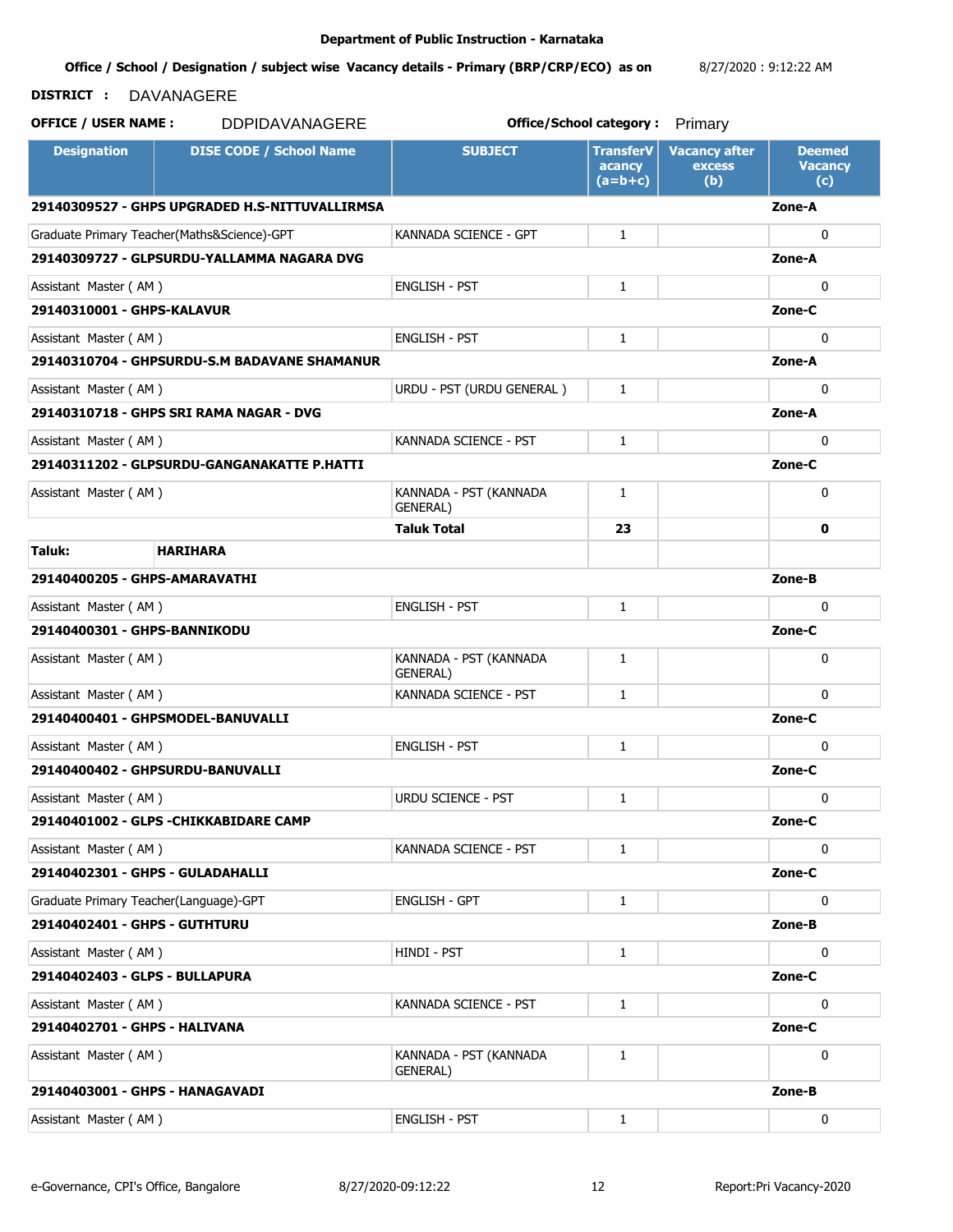**Department of Public Instruction - Karnataka**

**Office / School / Designation / subject wise Vacancy details - Primary (BRP/CRP/ECO) as on** 8/27/2020 : 9:12:22 AM

**DISTRICT :** DAVANAGERE

**OFFICE / USER NAME :** DDPIDAVANAGERE **Office/School category :** Primary

| Designation | DISE CODE / School Name | SUBJECT | TransferVacancy (a=b+c) | Vacancy after excess (b) | Deemed Vacancy (c) |
|---|---|---|---|---|---|
| **29140309527 - GHPS UPGRADED H.S-NITTUVALLIRMSA** | | | | | **Zone-A** |
| Graduate Primary Teacher(Maths&Science)-GPT | | KANNADA SCIENCE - GPT | 1 | | 0 |
| **29140309727 - GLPSURDU-YALLAMMA NAGARA DVG** | | | | | **Zone-A** |
| Assistant Master ( AM ) | | ENGLISH - PST | 1 | | 0 |
| **29140310001 - GHPS-KALAVUR** | | | | | **Zone-C** |
| Assistant Master ( AM ) | | ENGLISH - PST | 1 | | 0 |
| **29140310704 - GHPSURDU-S.M BADAVANE SHAMANUR** | | | | | **Zone-A** |
| Assistant Master ( AM ) | | URDU - PST (URDU GENERAL ) | 1 | | 0 |
| **29140310718 - GHPS SRI RAMA NAGAR - DVG** | | | | | **Zone-A** |
| Assistant Master ( AM ) | | KANNADA SCIENCE - PST | 1 | | 0 |
| **29140311202 - GLPSURDU-GANGANAKATTE P.HATTI** | | | | | **Zone-C** |
| Assistant Master ( AM ) | | KANNADA - PST (KANNADA GENERAL) | 1 | | 0 |
| | | **Taluk Total** | **23** | | **0** |
| **Taluk:** | **HARIHARA** | | | | |
| **29140400205 - GHPS-AMARAVATHI** | | | | | **Zone-B** |
| Assistant Master ( AM ) | | ENGLISH - PST | 1 | | 0 |
| **29140400301 - GHPS-BANNIKODU** | | | | | **Zone-C** |
| Assistant Master ( AM ) | | KANNADA - PST (KANNADA GENERAL) | 1 | | 0 |
| Assistant Master ( AM ) | | KANNADA SCIENCE - PST | 1 | | 0 |
| **29140400401 - GHPSMODEL-BANUVALLI** | | | | | **Zone-C** |
| Assistant Master ( AM ) | | ENGLISH - PST | 1 | | 0 |
| **29140400402 - GHPSURDU-BANUVALLI** | | | | | **Zone-C** |
| Assistant Master ( AM ) | | URDU SCIENCE - PST | 1 | | 0 |
| **29140401002 - GLPS -CHIKKABIDARE CAMP** | | | | | **Zone-C** |
| Assistant Master ( AM ) | | KANNADA SCIENCE - PST | 1 | | 0 |
| **29140402301 - GHPS - GULADAHALLI** | | | | | **Zone-C** |
| Graduate Primary Teacher(Language)-GPT | | ENGLISH - GPT | 1 | | 0 |
| **29140402401 - GHPS - GUTHTURU** | | | | | **Zone-B** |
| Assistant Master ( AM ) | | HINDI - PST | 1 | | 0 |
| **29140402403 - GLPS - BULLAPURA** | | | | | **Zone-C** |
| Assistant Master ( AM ) | | KANNADA SCIENCE - PST | 1 | | 0 |
| **29140402701 - GHPS - HALIVANA** | | | | | **Zone-C** |
| Assistant Master ( AM ) | | KANNADA - PST (KANNADA GENERAL) | 1 | | 0 |
| **29140403001 - GHPS - HANAGAVADI** | | | | | **Zone-B** |
| Assistant Master ( AM ) | | ENGLISH - PST | 1 | | 0 |

e-Governance, CPI's Office, Bangalore 8/27/2020-09:12:22 Report:Pri Vacancy-2020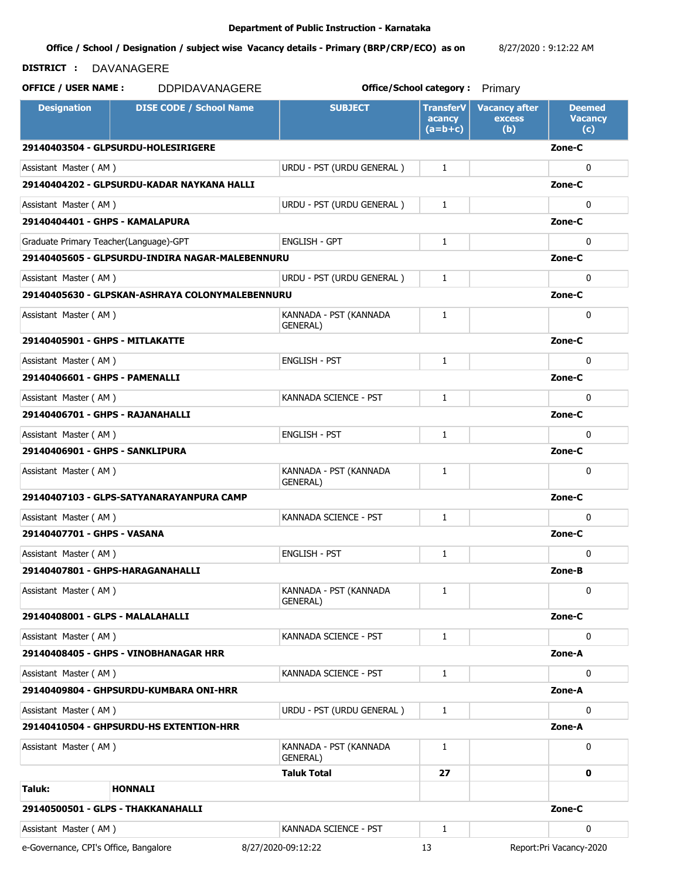Department of Public Instruction - Karnataka

**Office / School / Designation / subject wise Vacancy details - Primary (BRP/CRP/ECO) as on** 8/27/2020 : 9:12:22 AM

**DISTRICT :** DAVANAGERE

**OFFICE / USER NAME :** DDPIDAVANAGERE **Office/School category :** Primary

| Designation | DISE CODE / School Name | SUBJECT | TransferVacancy (a=b+c) | Vacancy after excess (b) | Deemed Vacancy (c) |
|---|---|---|---|---|---|
| **29140403504 - GLPSURDU-HOLESIRIGERE** | | | | | **Zone-C** |
| Assistant Master ( AM ) | | URDU - PST (URDU GENERAL ) | 1 | | 0 |
| **29140404202 - GLPSURDU-KADAR NAYKANA HALLI** | | | | | **Zone-C** |
| Assistant Master ( AM ) | | URDU - PST (URDU GENERAL ) | 1 | | 0 |
| **29140404401 - GHPS - KAMALAPURA** | | | | | **Zone-C** |
| Graduate Primary Teacher(Language)-GPT | | ENGLISH - GPT | 1 | | 0 |
| **29140405605 - GLPSURDU-INDIRA NAGAR-MALEBENNURU** | | | | | **Zone-C** |
| Assistant Master ( AM ) | | URDU - PST (URDU GENERAL ) | 1 | | 0 |
| **29140405630 - GLPSKAN-ASHRAYA COLONYMALEBENNURU** | | | | | **Zone-C** |
| Assistant Master ( AM ) | | KANNADA - PST (KANNADA GENERAL) | 1 | | 0 |
| **29140405901 - GHPS - MITLAKATTE** | | | | | **Zone-C** |
| Assistant Master ( AM ) | | ENGLISH - PST | 1 | | 0 |
| **29140406601 - GHPS - PAMENALLI** | | | | | **Zone-C** |
| Assistant Master ( AM ) | | KANNADA SCIENCE - PST | 1 | | 0 |
| **29140406701 - GHPS - RAJANAHALLI** | | | | | **Zone-C** |
| Assistant Master ( AM ) | | ENGLISH - PST | 1 | | 0 |
| **29140406901 - GHPS - SANKLIPURA** | | | | | **Zone-C** |
| Assistant Master ( AM ) | | KANNADA - PST (KANNADA GENERAL) | 1 | | 0 |
| **29140407103 - GLPS-SATYANARAYANPURA CAMP** | | | | | **Zone-C** |
| Assistant Master ( AM ) | | KANNADA SCIENCE - PST | 1 | | 0 |
| **29140407701 - GHPS - VASANA** | | | | | **Zone-C** |
| Assistant Master ( AM ) | | ENGLISH - PST | 1 | | 0 |
| **29140407801 - GHPS-HARAGANAHALLI** | | | | | **Zone-B** |
| Assistant Master ( AM ) | | KANNADA - PST (KANNADA GENERAL) | 1 | | 0 |
| **29140408001 - GLPS - MALALAHALLI** | | | | | **Zone-C** |
| Assistant Master ( AM ) | | KANNADA SCIENCE - PST | 1 | | 0 |
| **29140408405 - GHPS - VINOBHANAGAR HRR** | | | | | **Zone-A** |
| Assistant Master ( AM ) | | KANNADA SCIENCE - PST | 1 | | 0 |
| **29140409804 - GHPSURDU-KUMBARA ONI-HRR** | | | | | **Zone-A** |
| Assistant Master ( AM ) | | URDU - PST (URDU GENERAL ) | 1 | | 0 |
| **29140410504 - GHPSURDU-HS EXTENTION-HRR** | | | | | **Zone-A** |
| Assistant Master ( AM ) | | KANNADA - PST (KANNADA GENERAL) | 1 | | 0 |
| | | **Taluk Total** | **27** | | **0** |
| **Taluk:** | **HONNALI** | | | | |
| **29140500501 - GLPS - THAKKANAHALLI** | | | | | **Zone-C** |
| Assistant Master ( AM ) | | KANNADA SCIENCE - PST | 1 | | 0 |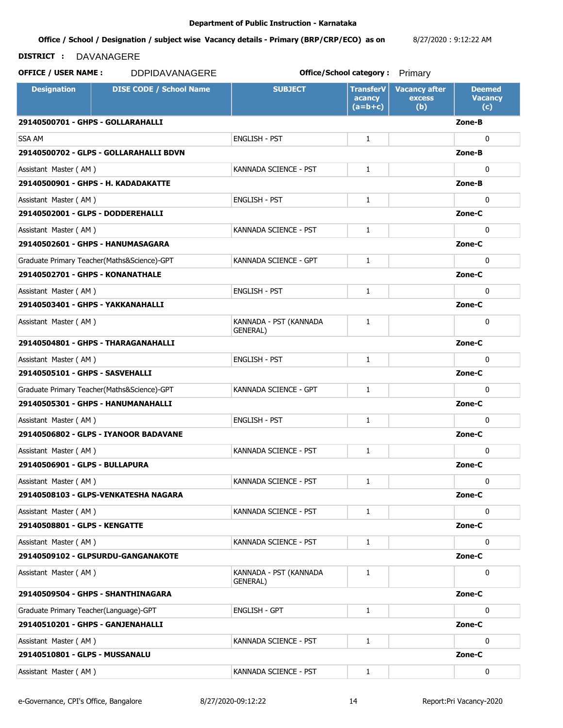**Department of Public Instruction - Karnataka**

**Office / School / Designation / subject wise Vacancy details - Primary (BRP/CRP/ECO) as on** 8/27/2020 : 9:12:22 AM

**DISTRICT :** DAVANAGERE

**OFFICE / USER NAME :** DDPIDAVANAGERE **Office/School category :** Primary

| Designation | DISE CODE / School Name | SUBJECT | TransferVacancy (a=b+c) | Vacancy after excess (b) | Deemed Vacancy (c) |
|---|---|---|---|---|---|
| **29140500701 - GHPS - GOLLARAHALLI** | | | | | **Zone-B** |
| SSA AM | | ENGLISH - PST | 1 | | 0 |
| **29140500702 - GLPS - GOLLARAHALLI BDVN** | | | | | **Zone-B** |
| Assistant Master ( AM ) | | KANNADA SCIENCE - PST | 1 | | 0 |
| **29140500901 - GHPS - H. KADADAKATTE** | | | | | **Zone-B** |
| Assistant Master ( AM ) | | ENGLISH - PST | 1 | | 0 |
| **29140502001 - GLPS - DODDEREHALLI** | | | | | **Zone-C** |
| Assistant Master ( AM ) | | KANNADA SCIENCE - PST | 1 | | 0 |
| **29140502601 - GHPS - HANUMASAGARA** | | | | | **Zone-C** |
| Graduate Primary Teacher(Maths&Science)-GPT | | KANNADA SCIENCE - GPT | 1 | | 0 |
| **29140502701 - GHPS - KONANATHALE** | | | | | **Zone-C** |
| Assistant Master ( AM ) | | ENGLISH - PST | 1 | | 0 |
| **29140503401 - GHPS - YAKKANAHALLI** | | | | | **Zone-C** |
| Assistant Master ( AM ) | | KANNADA - PST (KANNADA GENERAL) | 1 | | 0 |
| **29140504801 - GHPS - THARAGANAHALLI** | | | | | **Zone-C** |
| Assistant Master ( AM ) | | ENGLISH - PST | 1 | | 0 |
| **29140505101 - GHPS - SASVEHALLI** | | | | | **Zone-C** |
| Graduate Primary Teacher(Maths&Science)-GPT | | KANNADA SCIENCE - GPT | 1 | | 0 |
| **29140505301 - GHPS - HANUMANAHALLI** | | | | | **Zone-C** |
| Assistant Master ( AM ) | | ENGLISH - PST | 1 | | 0 |
| **29140506802 - GLPS - IYANOOR BADAVANE** | | | | | **Zone-C** |
| Assistant Master ( AM ) | | KANNADA SCIENCE - PST | 1 | | 0 |
| **29140506901 - GLPS - BULLAPURA** | | | | | **Zone-C** |
| Assistant Master ( AM ) | | KANNADA SCIENCE - PST | 1 | | 0 |
| **29140508103 - GLPS-VENKATESHA NAGARA** | | | | | **Zone-C** |
| Assistant Master ( AM ) | | KANNADA SCIENCE - PST | 1 | | 0 |
| **29140508801 - GLPS - KENGATTE** | | | | | **Zone-C** |
| Assistant Master ( AM ) | | KANNADA SCIENCE - PST | 1 | | 0 |
| **29140509102 - GLPSURDU-GANGANAKOTE** | | | | | **Zone-C** |
| Assistant Master ( AM ) | | KANNADA - PST (KANNADA GENERAL) | 1 | | 0 |
| **29140509504 - GHPS - SHANTHINAGARA** | | | | | **Zone-C** |
| Graduate Primary Teacher(Language)-GPT | | ENGLISH - GPT | 1 | | 0 |
| **29140510201 - GHPS - GANJENAHALLI** | | | | | **Zone-C** |
| Assistant Master ( AM ) | | KANNADA SCIENCE - PST | 1 | | 0 |
| **29140510801 - GLPS - MUSSANALU** | | | | | **Zone-C** |
| Assistant Master ( AM ) | | KANNADA SCIENCE - PST | 1 | | 0 |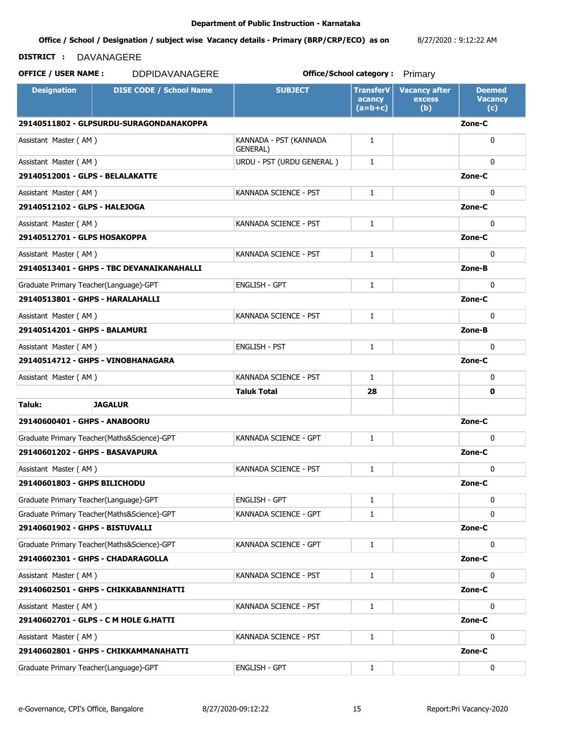**Department of Public Instruction - Karnataka**

**Office / School / Designation / subject wise Vacancy details - Primary (BRP/CRP/ECO) as on** 8/27/2020 : 9:12:22 AM

**DISTRICT :** DAVANAGERE

**OFFICE / USER NAME :** DDPIDAVANAGERE **Office/School category :** Primary

| Designation | DISE CODE / School Name | SUBJECT | TransferVacancy (a=b+c) | Vacancy after excess (b) | Deemed Vacancy (c) |
|---|---|---|---|---|---|
| **29140511802 - GLPSURDU-SURAGONDANAKOPPA** | | | | | **Zone-C** |
| Assistant Master ( AM ) | | KANNADA - PST (KANNADA GENERAL) | 1 | | 0 |
| Assistant Master ( AM ) | | URDU - PST (URDU GENERAL ) | 1 | | 0 |
| **29140512001 - GLPS - BELALAKATTE** | | | | | **Zone-C** |
| Assistant Master ( AM ) | | KANNADA SCIENCE - PST | 1 | | 0 |
| **29140512102 - GLPS - HALEJOGA** | | | | | **Zone-C** |
| Assistant Master ( AM ) | | KANNADA SCIENCE - PST | 1 | | 0 |
| **29140512701 - GLPS HOSAKOPPA** | | | | | **Zone-C** |
| Assistant Master ( AM ) | | KANNADA SCIENCE - PST | 1 | | 0 |
| **29140513401 - GHPS - TBC DEVANAIKANAHALLI** | | | | | **Zone-B** |
| Graduate Primary Teacher(Language)-GPT | | ENGLISH - GPT | 1 | | 0 |
| **29140513801 - GHPS - HARALAHALLI** | | | | | **Zone-C** |
| Assistant Master ( AM ) | | KANNADA SCIENCE - PST | 1 | | 0 |
| **29140514201 - GHPS - BALAMURI** | | | | | **Zone-B** |
| Assistant Master ( AM ) | | ENGLISH - PST | 1 | | 0 |
| **29140514712 - GHPS - VINOBHANAGARA** | | | | | **Zone-C** |
| Assistant Master ( AM ) | | KANNADA SCIENCE - PST | 1 | | 0 |
| | | **Taluk Total** | **28** | | **0** |
| **Taluk:** | **JAGALUR** | | | | |
| **29140600401 - GHPS - ANABOORU** | | | | | **Zone-C** |
| Graduate Primary Teacher(Maths&Science)-GPT | | KANNADA SCIENCE - GPT | 1 | | 0 |
| **29140601202 - GHPS - BASAVAPURA** | | | | | **Zone-C** |
| Assistant Master ( AM ) | | KANNADA SCIENCE - PST | 1 | | 0 |
| **29140601803 - GHPS BILICHODU** | | | | | **Zone-C** |
| Graduate Primary Teacher(Language)-GPT | | ENGLISH - GPT | 1 | | 0 |
| Graduate Primary Teacher(Maths&Science)-GPT | | KANNADA SCIENCE - GPT | 1 | | 0 |
| **29140601902 - GHPS - BISTUVALLI** | | | | | **Zone-C** |
| Graduate Primary Teacher(Maths&Science)-GPT | | KANNADA SCIENCE - GPT | 1 | | 0 |
| **29140602301 - GHPS - CHADARAGOLLA** | | | | | **Zone-C** |
| Assistant Master ( AM ) | | KANNADA SCIENCE - PST | 1 | | 0 |
| **29140602501 - GHPS - CHIKKABANNIHATTI** | | | | | **Zone-C** |
| Assistant Master ( AM ) | | KANNADA SCIENCE - PST | 1 | | 0 |
| **29140602701 - GLPS - C M HOLE G.HATTI** | | | | | **Zone-C** |
| Assistant Master ( AM ) | | KANNADA SCIENCE - PST | 1 | | 0 |
| **29140602801 - GHPS - CHIKKAMMANAHATTI** | | | | | **Zone-C** |
| Graduate Primary Teacher(Language)-GPT | | ENGLISH - GPT | 1 | | 0 |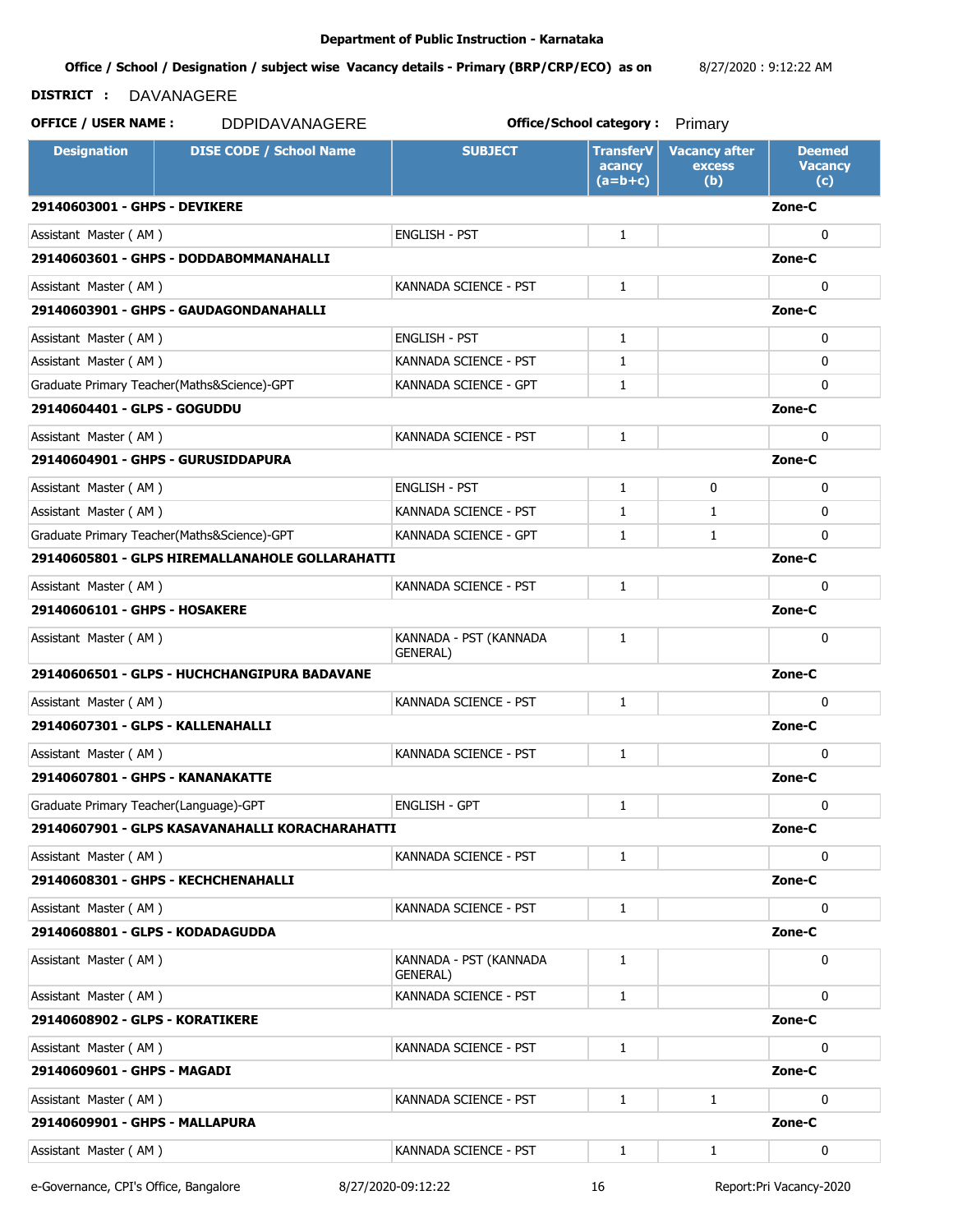**Department of Public Instruction - Karnataka**

**Office / School / Designation / subject wise Vacancy details - Primary (BRP/CRP/ECO) as on** 8/27/2020 : 9:12:22 AM

**DISTRICT :** DAVANAGERE

**OFFICE / USER NAME :** DDPIDAVANAGERE **Office/School category :** Primary

| Designation | DISE CODE / School Name | SUBJECT | TransferVacancy (a=b+c) | Vacancy after excess (b) | Deemed Vacancy (c) |
|---|---|---|---|---|---|
| **29140603001 - GHPS - DEVIKERE** | | | | | **Zone-C** |
| Assistant Master ( AM ) | | ENGLISH - PST | 1 | | 0 |
| **29140603601 - GHPS - DODDABOMMANAHALLI** | | | | | **Zone-C** |
| Assistant Master ( AM ) | | KANNADA SCIENCE - PST | 1 | | 0 |
| **29140603901 - GHPS - GAUDAGONDANAHALLI** | | | | | **Zone-C** |
| Assistant Master ( AM ) | | ENGLISH - PST | 1 | | 0 |
| Assistant Master ( AM ) | | KANNADA SCIENCE - PST | 1 | | 0 |
| Graduate Primary Teacher(Maths&Science)-GPT | | KANNADA SCIENCE - GPT | 1 | | 0 |
| **29140604401 - GLPS - GOGUDDU** | | | | | **Zone-C** |
| Assistant Master ( AM ) | | KANNADA SCIENCE - PST | 1 | | 0 |
| **29140604901 - GHPS - GURUSIDDAPURA** | | | | | **Zone-C** |
| Assistant Master ( AM ) | | ENGLISH - PST | 1 | 0 | 0 |
| Assistant Master ( AM ) | | KANNADA SCIENCE - PST | 1 | 1 | 0 |
| Graduate Primary Teacher(Maths&Science)-GPT | | KANNADA SCIENCE - GPT | 1 | 1 | 0 |
| **29140605801 - GLPS HIREMALLANAHOLE GOLLARAHATTI** | | | | | **Zone-C** |
| Assistant Master ( AM ) | | KANNADA SCIENCE - PST | 1 | | 0 |
| **29140606101 - GHPS - HOSAKERE** | | | | | **Zone-C** |
| Assistant Master ( AM ) | | KANNADA - PST (KANNADA GENERAL) | 1 | | 0 |
| **29140606501 - GLPS - HUCHCHANGIPURA BADAVANE** | | | | | **Zone-C** |
| Assistant Master ( AM ) | | KANNADA SCIENCE - PST | 1 | | 0 |
| **29140607301 - GLPS - KALLENAHALLI** | | | | | **Zone-C** |
| Assistant Master ( AM ) | | KANNADA SCIENCE - PST | 1 | | 0 |
| **29140607801 - GHPS - KANANAKATTE** | | | | | **Zone-C** |
| Graduate Primary Teacher(Language)-GPT | | ENGLISH - GPT | 1 | | 0 |
| **29140607901 - GLPS KASAVANAHALLI KORACHARAHATTI** | | | | | **Zone-C** |
| Assistant Master ( AM ) | | KANNADA SCIENCE - PST | 1 | | 0 |
| **29140608301 - GHPS - KECHCHENAHALLI** | | | | | **Zone-C** |
| Assistant Master ( AM ) | | KANNADA SCIENCE - PST | 1 | | 0 |
| **29140608801 - GLPS - KODADAGUDDA** | | | | | **Zone-C** |
| Assistant Master ( AM ) | | KANNADA - PST (KANNADA GENERAL) | 1 | | 0 |
| Assistant Master ( AM ) | | KANNADA SCIENCE - PST | 1 | | 0 |
| **29140608902 - GLPS - KORATIKERE** | | | | | **Zone-C** |
| Assistant Master ( AM ) | | KANNADA SCIENCE - PST | 1 | | 0 |
| **29140609601 - GHPS - MAGADI** | | | | | **Zone-C** |
| Assistant Master ( AM ) | | KANNADA SCIENCE - PST | 1 | 1 | 0 |
| **29140609901 - GHPS - MALLAPURA** | | | | | **Zone-C** |
| Assistant Master ( AM ) | | KANNADA SCIENCE - PST | 1 | 1 | 0 |

e-Governance, CPI's Office, Bangalore 8/27/2020-09:12:22 Report:Pri Vacancy-2020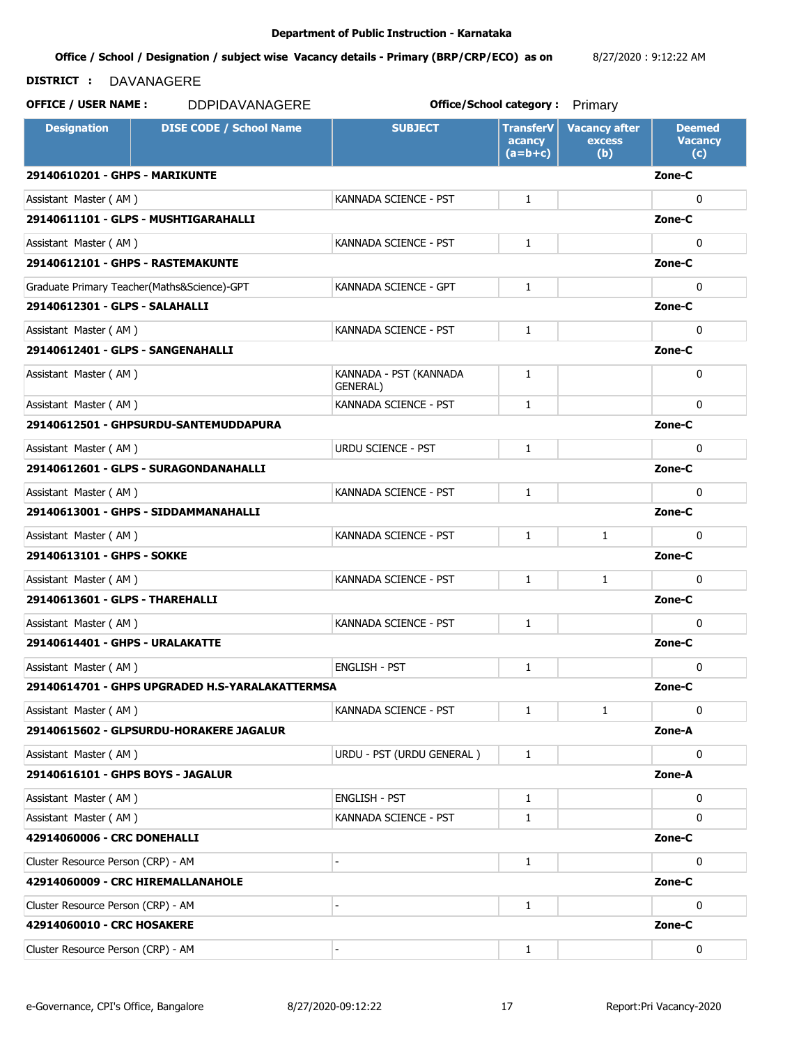**Department of Public Instruction - Karnataka**

**Office / School / Designation / subject wise Vacancy details - Primary (BRP/CRP/ECO) as on** 8/27/2020 : 9:12:22 AM

**DISTRICT :** DAVANAGERE

**OFFICE / USER NAME :** DDPIDAVANAGERE **Office/School category :** Primary

| Designation | DISE CODE / School Name | SUBJECT | TransferVacancy (a=b+c) | Vacancy after excess (b) | Deemed Vacancy (c) |
|---|---|---|---|---|---|
| **29140610201 - GHPS - MARIKUNTE** | | | | | **Zone-C** |
| Assistant Master ( AM ) | | KANNADA SCIENCE - PST | 1 | | 0 |
| **29140611101 - GLPS - MUSHTIGARAHALLI** | | | | | **Zone-C** |
| Assistant Master ( AM ) | | KANNADA SCIENCE - PST | 1 | | 0 |
| **29140612101 - GHPS - RASTEMAKUNTE** | | | | | **Zone-C** |
| Graduate Primary Teacher(Maths&Science)-GPT | | KANNADA SCIENCE - GPT | 1 | | 0 |
| **29140612301 - GLPS - SALAHALLI** | | | | | **Zone-C** |
| Assistant Master ( AM ) | | KANNADA SCIENCE - PST | 1 | | 0 |
| **29140612401 - GLPS - SANGENAHALLI** | | | | | **Zone-C** |
| Assistant Master ( AM ) | | KANNADA - PST (KANNADA GENERAL) | 1 | | 0 |
| Assistant Master ( AM ) | | KANNADA SCIENCE - PST | 1 | | 0 |
| **29140612501 - GHPSURDU-SANTEMUDDAPURA** | | | | | **Zone-C** |
| Assistant Master ( AM ) | | URDU SCIENCE - PST | 1 | | 0 |
| **29140612601 - GLPS - SURAGONDANAHALLI** | | | | | **Zone-C** |
| Assistant Master ( AM ) | | KANNADA SCIENCE - PST | 1 | | 0 |
| **29140613001 - GHPS - SIDDAMMANAHALLI** | | | | | **Zone-C** |
| Assistant Master ( AM ) | | KANNADA SCIENCE - PST | 1 | 1 | 0 |
| **29140613101 - GHPS - SOKKE** | | | | | **Zone-C** |
| Assistant Master ( AM ) | | KANNADA SCIENCE - PST | 1 | 1 | 0 |
| **29140613601 - GLPS - THAREHALLI** | | | | | **Zone-C** |
| Assistant Master ( AM ) | | KANNADA SCIENCE - PST | 1 | | 0 |
| **29140614401 - GHPS - URALAKATTE** | | | | | **Zone-C** |
| Assistant Master ( AM ) | | ENGLISH - PST | 1 | | 0 |
| **29140614701 - GHPS UPGRADED H.S-YARALAKATTERMSA** | | | | | **Zone-C** |
| Assistant Master ( AM ) | | KANNADA SCIENCE - PST | 1 | 1 | 0 |
| **29140615602 - GLPSURDU-HORAKERE JAGALUR** | | | | | **Zone-A** |
| Assistant Master ( AM ) | | URDU - PST (URDU GENERAL ) | 1 | | 0 |
| **29140616101 - GHPS BOYS - JAGALUR** | | | | | **Zone-A** |
| Assistant Master ( AM ) | | ENGLISH - PST | 1 | | 0 |
| Assistant Master ( AM ) | | KANNADA SCIENCE - PST | 1 | | 0 |
| **42914060006 - CRC DONEHALLI** | | | | | **Zone-C** |
| Cluster Resource Person (CRP) - AM | | - | 1 | | 0 |
| **42914060009 - CRC HIREMALLANAHOLE** | | | | | **Zone-C** |
| Cluster Resource Person (CRP) - AM | | - | 1 | | 0 |
| **42914060010 - CRC HOSAKERE** | | | | | **Zone-C** |
| Cluster Resource Person (CRP) - AM | | - | 1 | | 0 |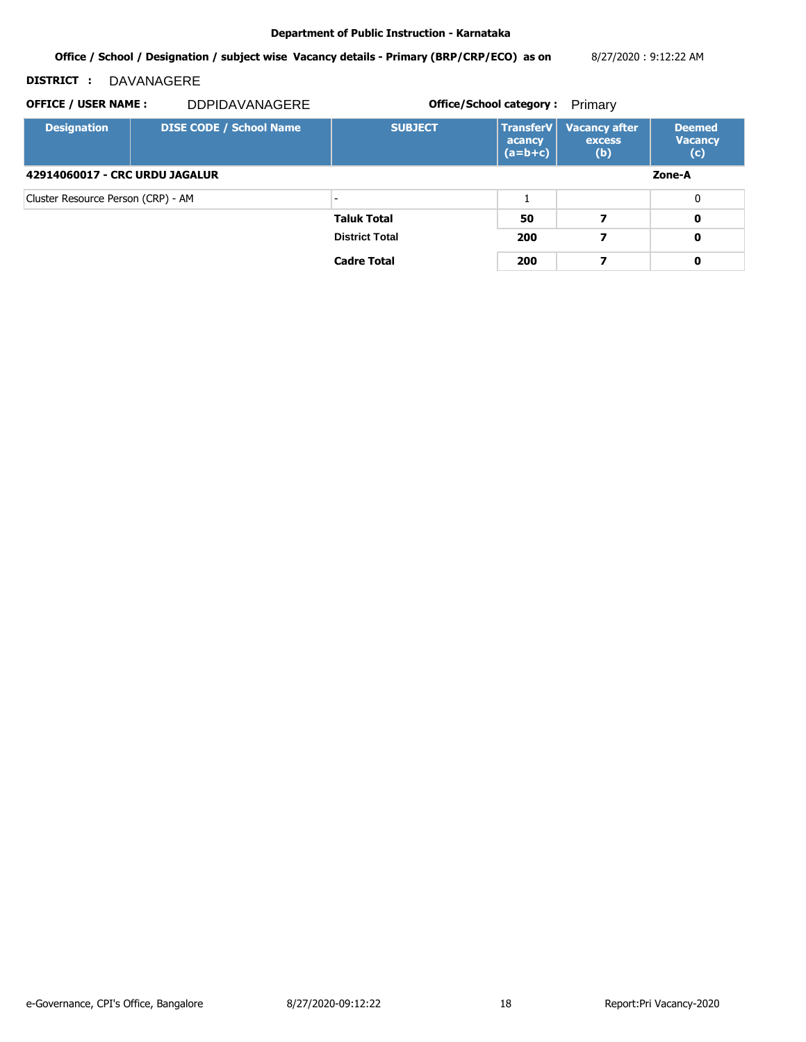**Department of Public Instruction - Karnataka**

**Office / School / Designation / subject wise Vacancy details - Primary (BRP/CRP/ECO) as on** 8/27/2020 : 9:12:22 AM

**DISTRICT :** DAVANAGERE

**OFFICE / USER NAME :** DDPIDAVANAGERE **Office/School category :** Primary

| Designation | DISE CODE / School Name | SUBJECT | TransferVacancy (a=b+c) | Vacancy after excess (b) | Deemed Vacancy (c) |
|---|---|---|---|---|---|
| **42914060017 - CRC URDU JAGALUR** | | | | | **Zone-A** |
| Cluster Resource Person (CRP) - AM | | - | 1 | | 0 |
| | | **Taluk Total** | **50** | **7** | **0** |
| | | **District Total** | **200** | **7** | **0** |
| | | **Cadre Total** | **200** | **7** | **0** |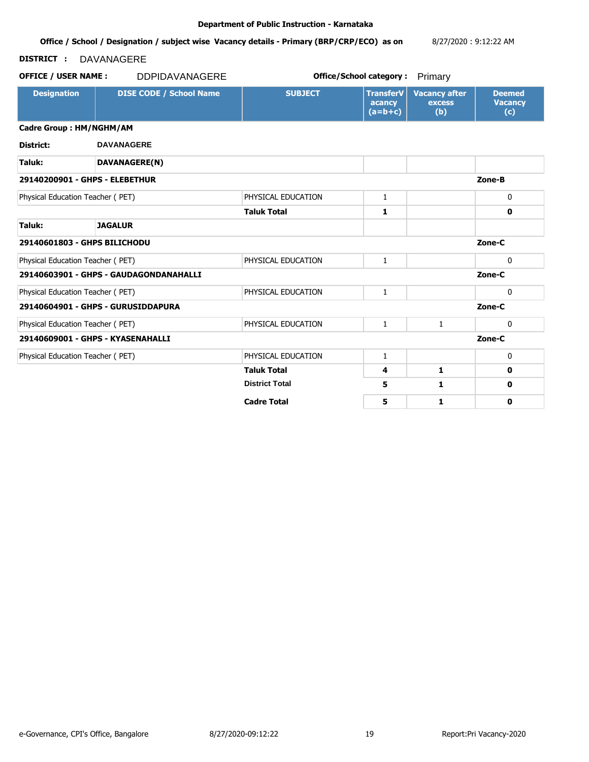**Department of Public Instruction - Karnataka**

**Office / School / Designation / subject wise Vacancy details - Primary (BRP/CRP/ECO) as on** 8/27/2020 : 9:12:22 AM

**DISTRICT :** DAVANAGERE

**OFFICE / USER NAME :** DDPIDAVANAGERE **Office/School category :** Primary

| Designation | DISE CODE / School Name | SUBJECT | TransferVacancy (a=b+c) | Vacancy after excess (b) | Deemed Vacancy (c) |
|---|---|---|---|---|---|
| **Cadre Group : HM/NGHM/AM** | | | | | |
| **District:** | **DAVANAGERE** | | | | |
| **Taluk:** | **DAVANAGERE(N)** | | | | |
| **29140200901 - GHPS - ELEBETHUR** | | | | | **Zone-B** |
| Physical Education Teacher ( PET) | | PHYSICAL EDUCATION | 1 | | 0 |
| | | **Taluk Total** | **1** | | **0** |
| **Taluk:** | **JAGALUR** | | | | |
| **29140601803 - GHPS BILICHODU** | | | | | **Zone-C** |
| Physical Education Teacher ( PET) | | PHYSICAL EDUCATION | 1 | | 0 |
| **29140603901 - GHPS - GAUDAGONDANAHALLI** | | | | | **Zone-C** |
| Physical Education Teacher ( PET) | | PHYSICAL EDUCATION | 1 | | 0 |
| **29140604901 - GHPS - GURUSIDDAPURA** | | | | | **Zone-C** |
| Physical Education Teacher ( PET) | | PHYSICAL EDUCATION | 1 | 1 | 0 |
| **29140609001 - GHPS - KYASENAHALLI** | | | | | **Zone-C** |
| Physical Education Teacher ( PET) | | PHYSICAL EDUCATION | 1 | | 0 |
| | | **Taluk Total** | **4** | **1** | **0** |
| | | **District Total** | **5** | **1** | **0** |
| | | **Cadre Total** | **5** | **1** | **0** |

e-Governance, CPI's Office, Bangalore 8/27/2020-09:12:22 Report:Pri Vacancy-2020